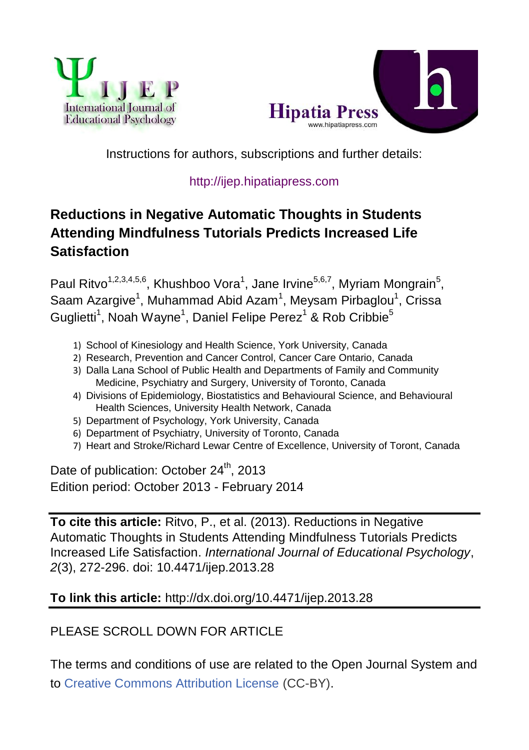Instructions for authors, subscriptions and further details:

http://ijep.hipatiapress.com

# Reductions in Negative Automatic Thoughts in Students Attending Mindfulness Tutorials Predicts Increased Life Satisfaction

Paul Ritvo[1,2,3,4,5,6], Khushboo Vora[1], Jane Irvine[5,6,7], Myriam Mongrain[5], Saam Azargive[1], Muhammad Abid Azam[1], Meysam Pirbaglou[1], Crissa Guglietti[1], Noah Wayne[1], Daniel Felipe Perez[1] & Rob Cribbie[5]

1) School of Kinesiology and Health Science, York University, Canada
2) Research, Prevention and Cancer Control, Cancer Care Ontario, Canada
3) Dalla Lana School of Public Health and Departments of Family and Community Medicine, Psychiatry and Surgery, University of Toronto, Canada
4) Divisions of Epidemiology, Biostatistics and Behavioural Science, and Behavioural Health Sciences, University Health Network, Canada
5) Department of Psychology, York University, Canada
6) Department of Psychiatry, University of Toronto, Canada
7) Heart and Stroke/Richard Lewar Centre of Excellence, University of Toront, Canada

Date of publication: October 24th, 2013
Edition period: October 2013 - February 2014

---

**To cite this article:** Ritvo, P., et al. (2013). Reductions in Negative Automatic Thoughts in Students Attending Mindfulness Tutorials Predicts Increased Life Satisfaction. *International Journal of Educational Psychology*, *2*(3), 272-296. doi: 10.4471/ijep.2013.28

**To link this article:** http://dx.doi.org/10.4471/ijep.2013.28

---

PLEASE SCROLL DOWN FOR ARTICLE

The terms and conditions of use are related to the Open Journal System and to Creative Commons Attribution License (CC-BY).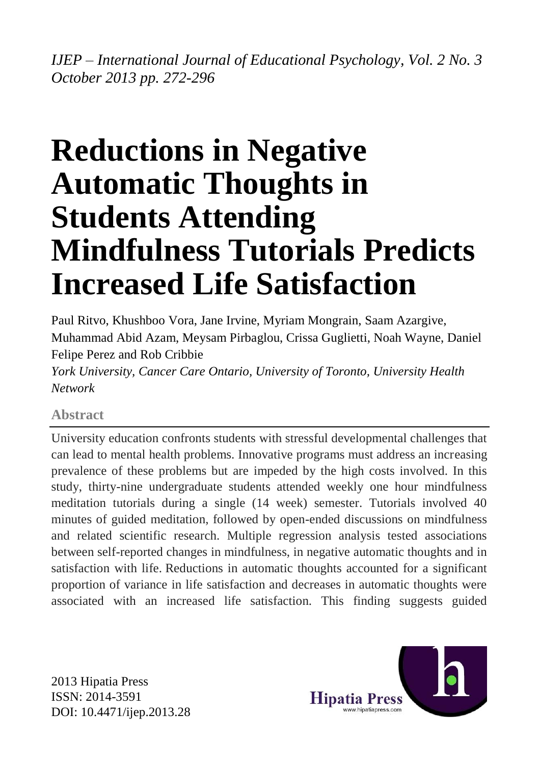# Reductions in Negative Automatic Thoughts in Students Attending Mindfulness Tutorials Predicts Increased Life Satisfaction

Paul Ritvo, Khushboo Vora, Jane Irvine, Myriam Mongrain, Saam Azargive, Muhammad Abid Azam, Meysam Pirbaglou, Crissa Guglietti, Noah Wayne, Daniel Felipe Perez and Rob Cribbie

*York University, Cancer Care Ontario, University of Toronto, University Health Network*

## Abstract

University education confronts students with stressful developmental challenges that can lead to mental health problems. Innovative programs must address an increasing prevalence of these problems but are impeded by the high costs involved. In this study, thirty-nine undergraduate students attended weekly one hour mindfulness meditation tutorials during a single (14 week) semester. Tutorials involved 40 minutes of guided meditation, followed by open-ended discussions on mindfulness and related scientific research. Multiple regression analysis tested associations between self-reported changes in mindfulness, in negative automatic thoughts and in satisfaction with life. Reductions in automatic thoughts accounted for a significant proportion of variance in life satisfaction and decreases in automatic thoughts were associated with an increased life satisfaction. This finding suggests guided

2013 Hipatia Press
ISSN: 2014-3591
DOI: 10.4471/ijep.2013.28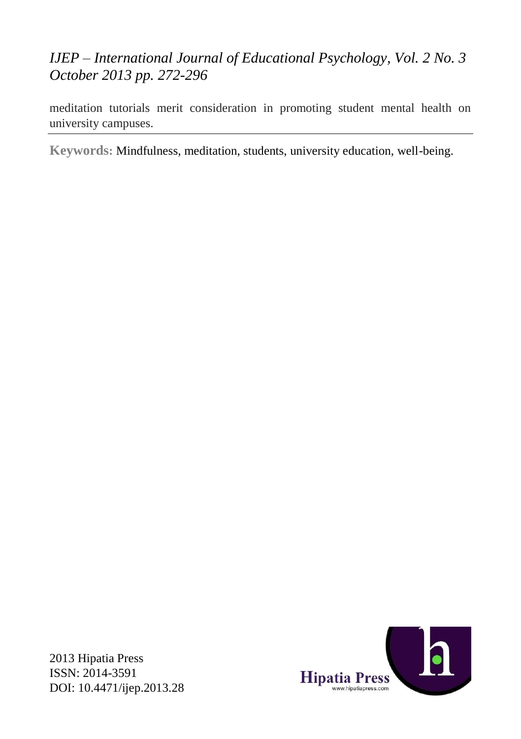meditation tutorials merit consideration in promoting student mental health on university campuses.

**Keywords:** Mindfulness, meditation, students, university education, well-being.

2013 Hipatia Press
ISSN: 2014-3591
DOI: 10.4471/ijep.2013.28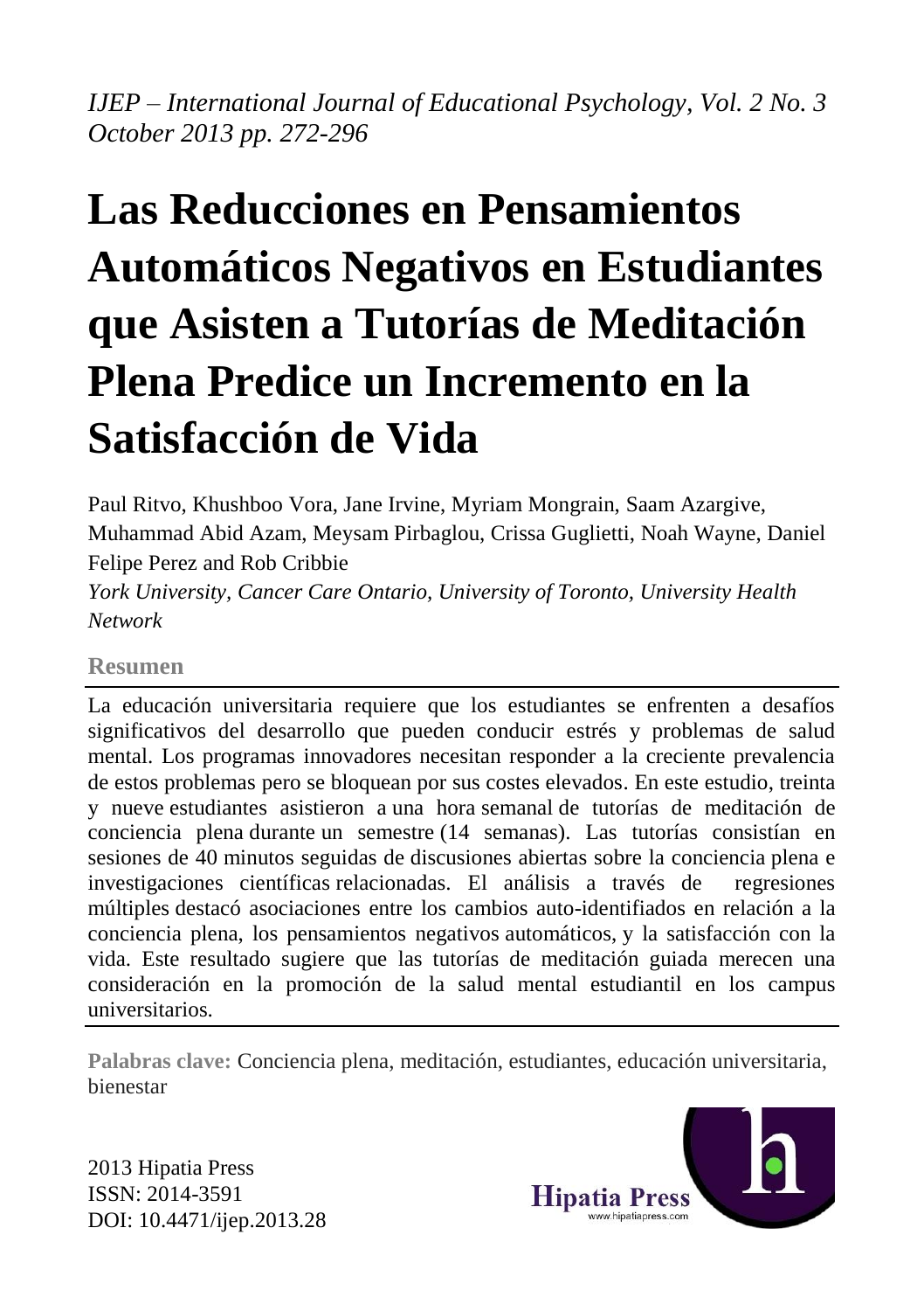*IJEP – International Journal of Educational Psychology, Vol. 2 No. 3 October 2013 pp. 272-296*

# Las Reducciones en Pensamientos Automáticos Negativos en Estudiantes que Asisten a Tutorías de Meditación Plena Predice un Incremento en la Satisfacción de Vida

Paul Ritvo, Khushboo Vora, Jane Irvine, Myriam Mongrain, Saam Azargive, Muhammad Abid Azam, Meysam Pirbaglou, Crissa Guglietti, Noah Wayne, Daniel Felipe Perez and Rob Cribbie

*York University, Cancer Care Ontario, University of Toronto, University Health Network*

## Resumen

La educación universitaria requiere que los estudiantes se enfrenten a desafíos significativos del desarrollo que pueden conducir estrés y problemas de salud mental. Los programas innovadores necesitan responder a la creciente prevalencia de estos problemas pero se bloquean por sus costes elevados. En este estudio, treinta y nueve estudiantes asistieron a una hora semanal de tutorías de meditación de conciencia plena durante un semestre (14 semanas). Las tutorías consistían en sesiones de 40 minutos seguidas de discusiones abiertas sobre la conciencia plena e investigaciones científicas relacionadas. El análisis a través de regresiones múltiples destacó asociaciones entre los cambios auto-identificados en relación a la conciencia plena, los pensamientos negativos automáticos, y la satisfacción con la vida. Este resultado sugiere que las tutorías de meditación guiada merecen una consideración en la promoción de la salud mental estudiantil en los campus universitarios.

**Palabras clave:** Conciencia plena, meditación, estudiantes, educación universitaria, bienestar

2013 Hipatia Press
ISSN: 2014-3591
DOI: 10.4471/ijep.2013.28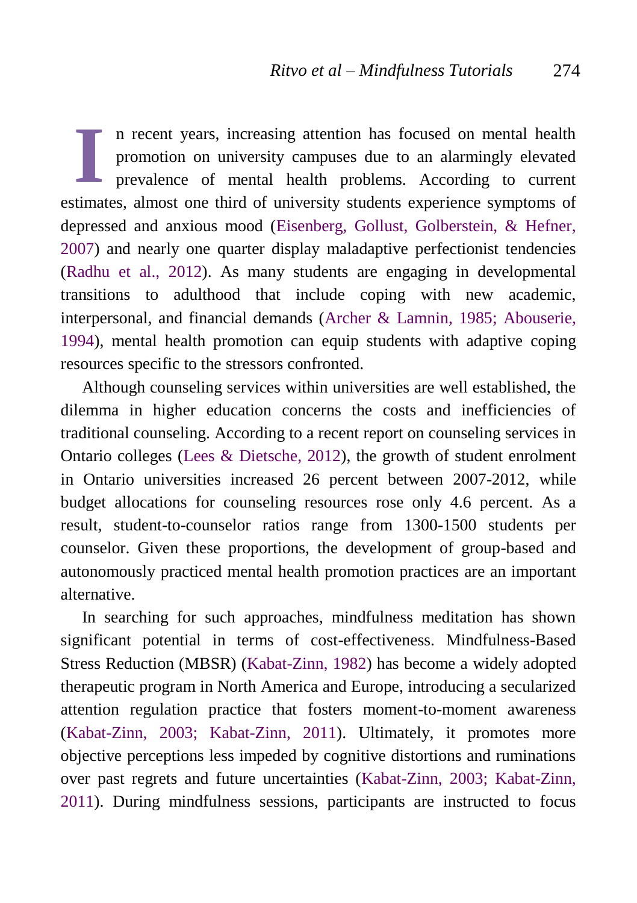In recent years, increasing attention has focused on mental health promotion on university campuses due to an alarmingly elevated prevalence of mental health problems. According to current estimates, almost one third of university students experience symptoms of depressed and anxious mood (Eisenberg, Gollust, Golberstein, & Hefner, 2007) and nearly one quarter display maladaptive perfectionist tendencies (Radhu et al., 2012). As many students are engaging in developmental transitions to adulthood that include coping with new academic, interpersonal, and financial demands (Archer & Lamnin, 1985; Abouserie, 1994), mental health promotion can equip students with adaptive coping resources specific to the stressors confronted.

Although counseling services within universities are well established, the dilemma in higher education concerns the costs and inefficiencies of traditional counseling. According to a recent report on counseling services in Ontario colleges (Lees & Dietsche, 2012), the growth of student enrolment in Ontario universities increased 26 percent between 2007-2012, while budget allocations for counseling resources rose only 4.6 percent. As a result, student-to-counselor ratios range from 1300-1500 students per counselor. Given these proportions, the development of group-based and autonomously practiced mental health promotion practices are an important alternative.

In searching for such approaches, mindfulness meditation has shown significant potential in terms of cost-effectiveness. Mindfulness-Based Stress Reduction (MBSR) (Kabat-Zinn, 1982) has become a widely adopted therapeutic program in North America and Europe, introducing a secularized attention regulation practice that fosters moment-to-moment awareness (Kabat-Zinn, 2003; Kabat-Zinn, 2011). Ultimately, it promotes more objective perceptions less impeded by cognitive distortions and ruminations over past regrets and future uncertainties (Kabat-Zinn, 2003; Kabat-Zinn, 2011). During mindfulness sessions, participants are instructed to focus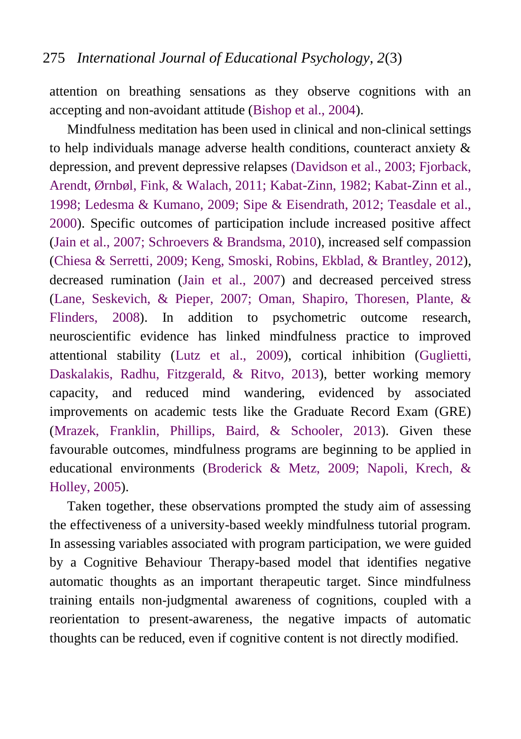attention on breathing sensations as they observe cognitions with an accepting and non-avoidant attitude (Bishop et al., 2004).

Mindfulness meditation has been used in clinical and non-clinical settings to help individuals manage adverse health conditions, counteract anxiety & depression, and prevent depressive relapses (Davidson et al., 2003; Fjorback, Arendt, Ørnbøl, Fink, & Walach, 2011; Kabat-Zinn, 1982; Kabat-Zinn et al., 1998; Ledesma & Kumano, 2009; Sipe & Eisendrath, 2012; Teasdale et al., 2000). Specific outcomes of participation include increased positive affect (Jain et al., 2007; Schroevers & Brandsma, 2010), increased self compassion (Chiesa & Serretti, 2009; Keng, Smoski, Robins, Ekblad, & Brantley, 2012), decreased rumination (Jain et al., 2007) and decreased perceived stress (Lane, Seskevich, & Pieper, 2007; Oman, Shapiro, Thoresen, Plante, & Flinders, 2008). In addition to psychometric outcome research, neuroscientific evidence has linked mindfulness practice to improved attentional stability (Lutz et al., 2009), cortical inhibition (Guglietti, Daskalakis, Radhu, Fitzgerald, & Ritvo, 2013), better working memory capacity, and reduced mind wandering, evidenced by associated improvements on academic tests like the Graduate Record Exam (GRE) (Mrazek, Franklin, Phillips, Baird, & Schooler, 2013). Given these favourable outcomes, mindfulness programs are beginning to be applied in educational environments (Broderick & Metz, 2009; Napoli, Krech, & Holley, 2005).

Taken together, these observations prompted the study aim of assessing the effectiveness of a university-based weekly mindfulness tutorial program. In assessing variables associated with program participation, we were guided by a Cognitive Behaviour Therapy-based model that identifies negative automatic thoughts as an important therapeutic target. Since mindfulness training entails non-judgmental awareness of cognitions, coupled with a reorientation to present-awareness, the negative impacts of automatic thoughts can be reduced, even if cognitive content is not directly modified.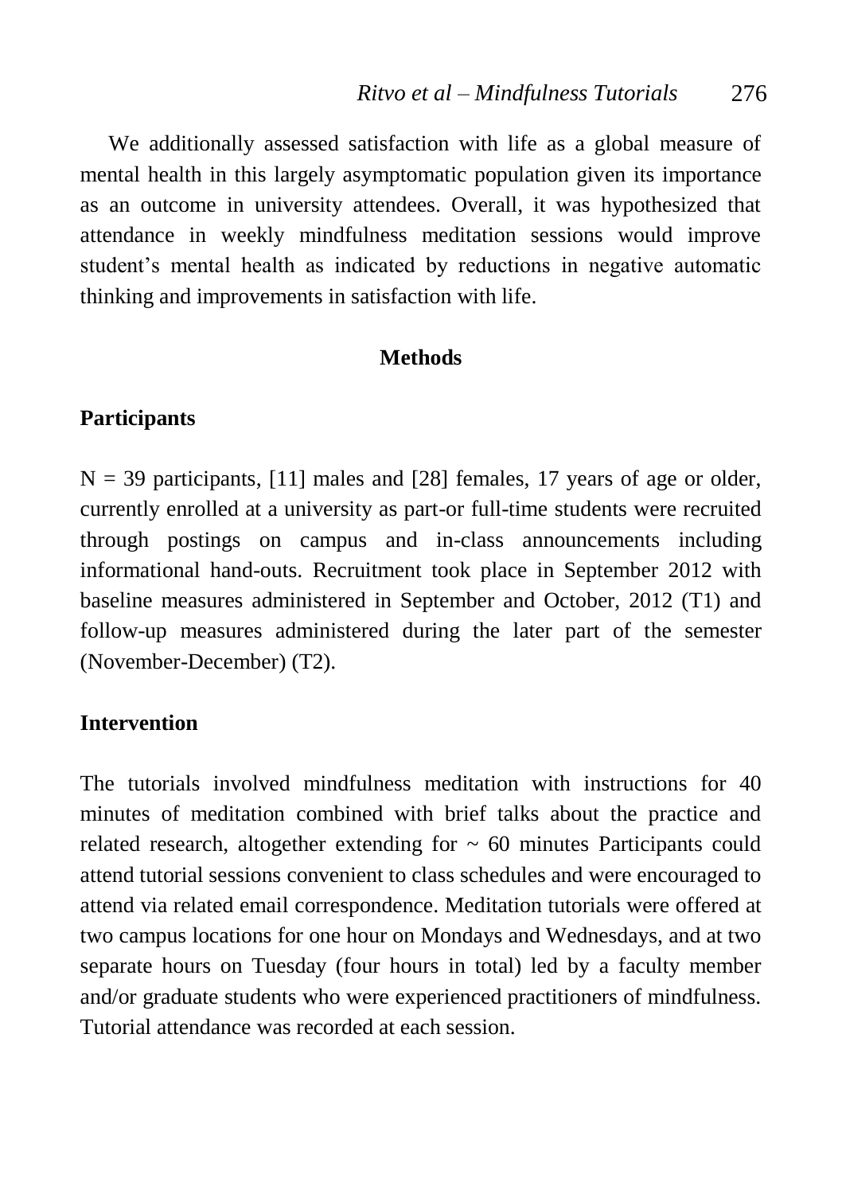We additionally assessed satisfaction with life as a global measure of mental health in this largely asymptomatic population given its importance as an outcome in university attendees. Overall, it was hypothesized that attendance in weekly mindfulness meditation sessions would improve student's mental health as indicated by reductions in negative automatic thinking and improvements in satisfaction with life.

## Methods

### Participants

N = 39 participants, [11] males and [28] females, 17 years of age or older, currently enrolled at a university as part-or full-time students were recruited through postings on campus and in-class announcements including informational hand-outs. Recruitment took place in September 2012 with baseline measures administered in September and October, 2012 (T1) and follow-up measures administered during the later part of the semester (November-December) (T2).

### Intervention

The tutorials involved mindfulness meditation with instructions for 40 minutes of meditation combined with brief talks about the practice and related research, altogether extending for ~ 60 minutes Participants could attend tutorial sessions convenient to class schedules and were encouraged to attend via related email correspondence. Meditation tutorials were offered at two campus locations for one hour on Mondays and Wednesdays, and at two separate hours on Tuesday (four hours in total) led by a faculty member and/or graduate students who were experienced practitioners of mindfulness. Tutorial attendance was recorded at each session.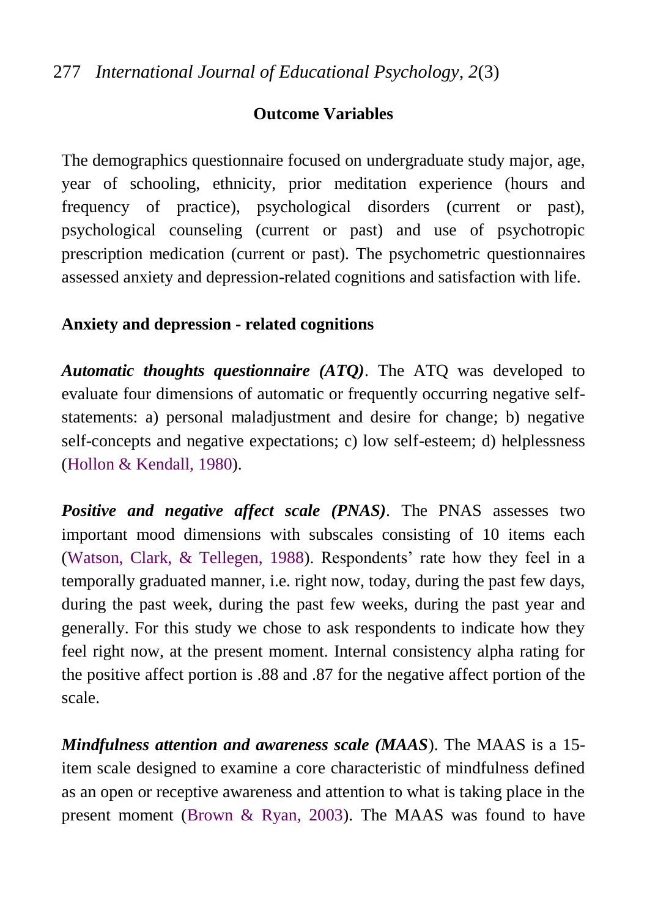## Outcome Variables

The demographics questionnaire focused on undergraduate study major, age, year of schooling, ethnicity, prior meditation experience (hours and frequency of practice), psychological disorders (current or past), psychological counseling (current or past) and use of psychotropic prescription medication (current or past). The psychometric questionnaires assessed anxiety and depression-related cognitions and satisfaction with life.

### Anxiety and depression - related cognitions

***Automatic thoughts questionnaire (ATQ)***. The ATQ was developed to evaluate four dimensions of automatic or frequently occurring negative self-statements: a) personal maladjustment and desire for change; b) negative self-concepts and negative expectations; c) low self-esteem; d) helplessness (Hollon & Kendall, 1980).

***Positive and negative affect scale (PNAS)***. The PNAS assesses two important mood dimensions with subscales consisting of 10 items each (Watson, Clark, & Tellegen, 1988). Respondents' rate how they feel in a temporally graduated manner, i.e. right now, today, during the past few days, during the past week, during the past few weeks, during the past year and generally. For this study we chose to ask respondents to indicate how they feel right now, at the present moment. Internal consistency alpha rating for the positive affect portion is .88 and .87 for the negative affect portion of the scale.

***Mindfulness attention and awareness scale (MAAS***). The MAAS is a 15-item scale designed to examine a core characteristic of mindfulness defined as an open or receptive awareness and attention to what is taking place in the present moment (Brown & Ryan, 2003). The MAAS was found to have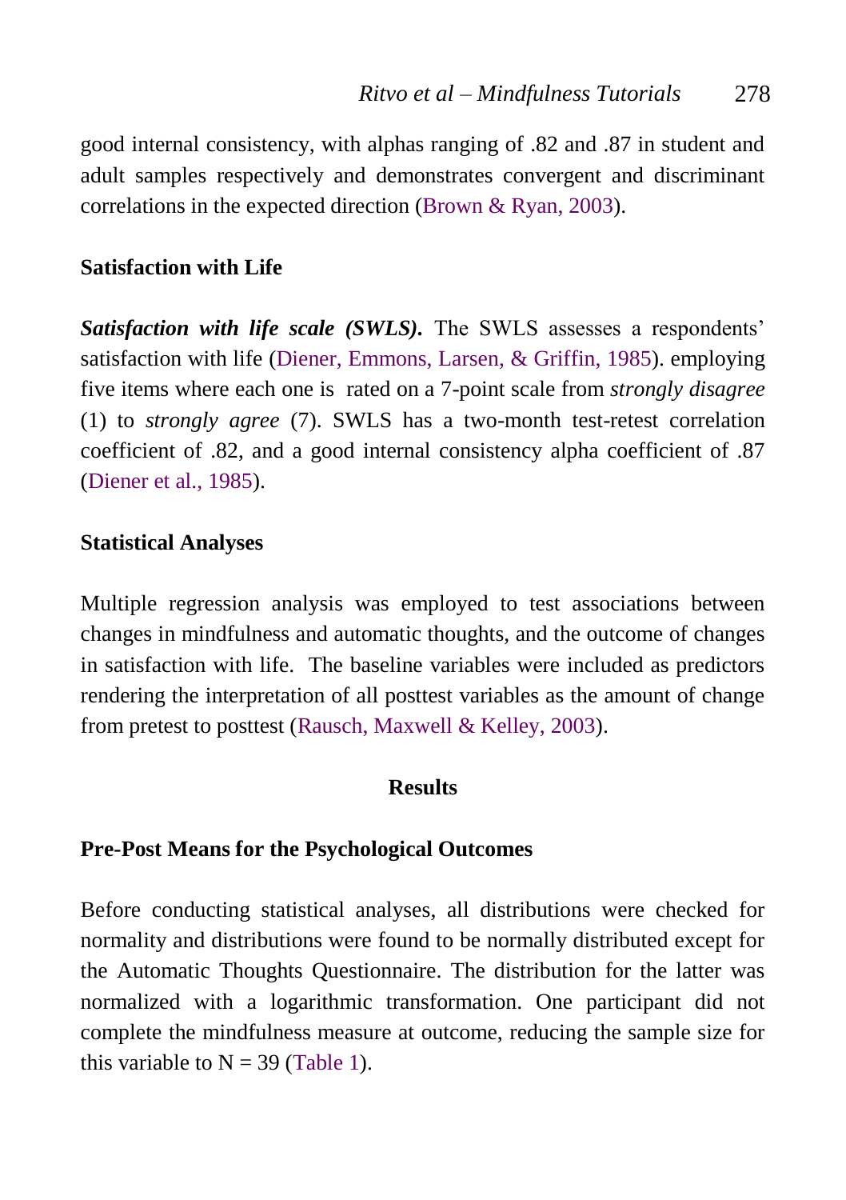good internal consistency, with alphas ranging of .82 and .87 in student and adult samples respectively and demonstrates convergent and discriminant correlations in the expected direction (Brown & Ryan, 2003).

### Satisfaction with Life

***Satisfaction with life scale (SWLS).*** The SWLS assesses a respondents' satisfaction with life (Diener, Emmons, Larsen, & Griffin, 1985). employing five items where each one is rated on a 7-point scale from *strongly disagree* (1) to *strongly agree* (7). SWLS has a two-month test-retest correlation coefficient of .82, and a good internal consistency alpha coefficient of .87 (Diener et al., 1985).

### Statistical Analyses

Multiple regression analysis was employed to test associations between changes in mindfulness and automatic thoughts, and the outcome of changes in satisfaction with life. The baseline variables were included as predictors rendering the interpretation of all posttest variables as the amount of change from pretest to posttest (Rausch, Maxwell & Kelley, 2003).

## Results

### Pre-Post Means for the Psychological Outcomes

Before conducting statistical analyses, all distributions were checked for normality and distributions were found to be normally distributed except for the Automatic Thoughts Questionnaire. The distribution for the latter was normalized with a logarithmic transformation. One participant did not complete the mindfulness measure at outcome, reducing the sample size for this variable to $N = 39$ (Table 1).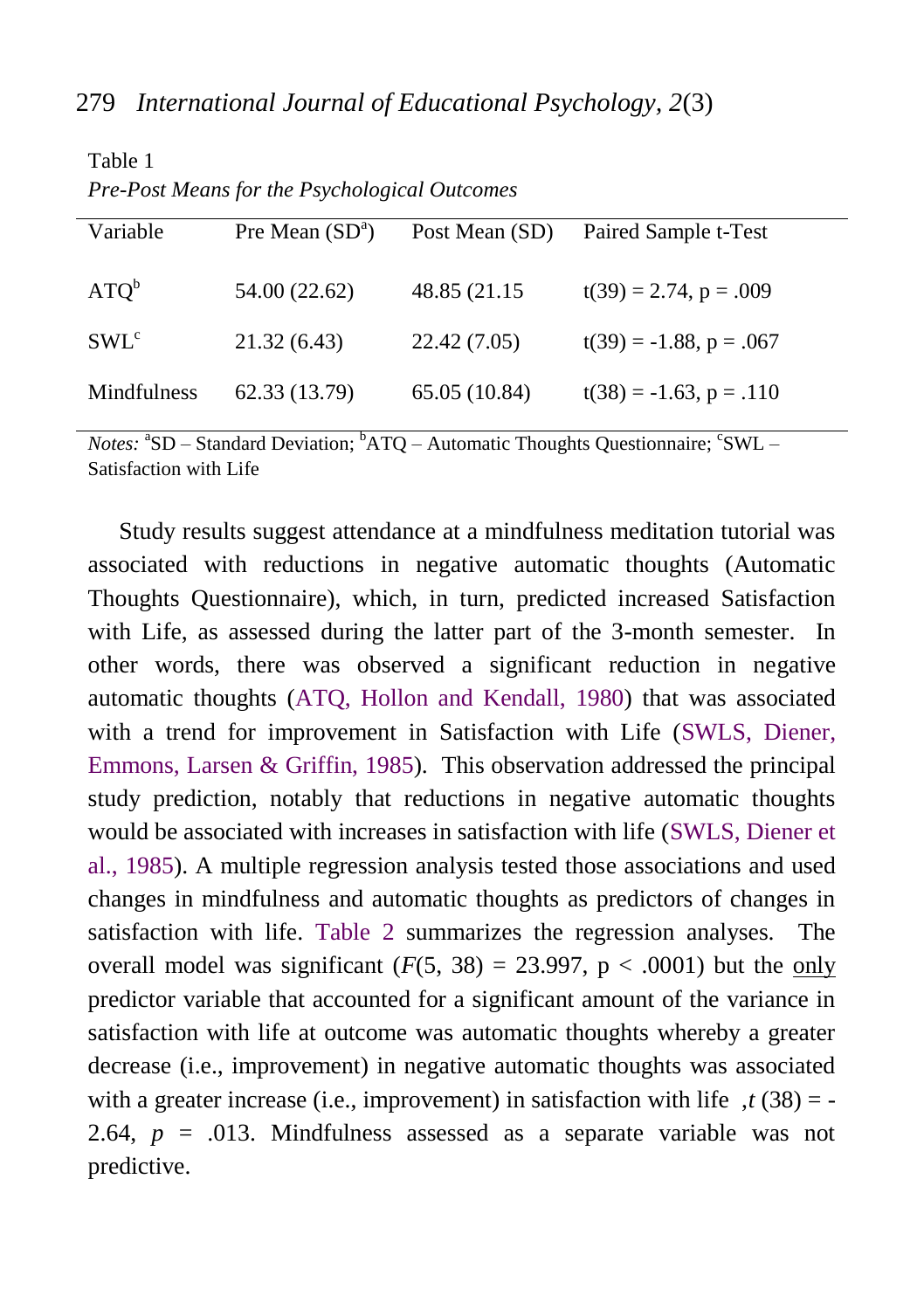Table 1
*Pre-Post Means for the Psychological Outcomes*

| Variable | Pre Mean (SD[a]) | Post Mean (SD) | Paired Sample t-Test |
|---|---|---|---|
| ATQ[b] | 54.00 (22.62) | 48.85 (21.15 | $t(39) = 2.74$, $p = .009$ |
| SWL[c] | 21.32 (6.43) | 22.42 (7.05) | $t(39) = -1.88$, $p = .067$ |
| Mindfulness | 62.33 (13.79) | 65.05 (10.84) | $t(38) = -1.63$, $p = .110$ |

*Notes:* [a]SD – Standard Deviation; [b]ATQ – Automatic Thoughts Questionnaire; [c]SWL – Satisfaction with Life

Study results suggest attendance at a mindfulness meditation tutorial was associated with reductions in negative automatic thoughts (Automatic Thoughts Questionnaire), which, in turn, predicted increased Satisfaction with Life, as assessed during the latter part of the 3-month semester. In other words, there was observed a significant reduction in negative automatic thoughts (ATQ, Hollon and Kendall, 1980) that was associated with a trend for improvement in Satisfaction with Life (SWLS, Diener, Emmons, Larsen & Griffin, 1985). This observation addressed the principal study prediction, notably that reductions in negative automatic thoughts would be associated with increases in satisfaction with life (SWLS, Diener et al., 1985). A multiple regression analysis tested those associations and used changes in mindfulness and automatic thoughts as predictors of changes in satisfaction with life. Table 2 summarizes the regression analyses. The overall model was significant ($F(5, 38) = 23.997$, $p < .0001$) but the only predictor variable that accounted for a significant amount of the variance in satisfaction with life at outcome was automatic thoughts whereby a greater decrease (i.e., improvement) in negative automatic thoughts was associated with a greater increase (i.e., improvement) in satisfaction with life ,$t\ (38) = -2.64$, $p = .013$. Mindfulness assessed as a separate variable was not predictive.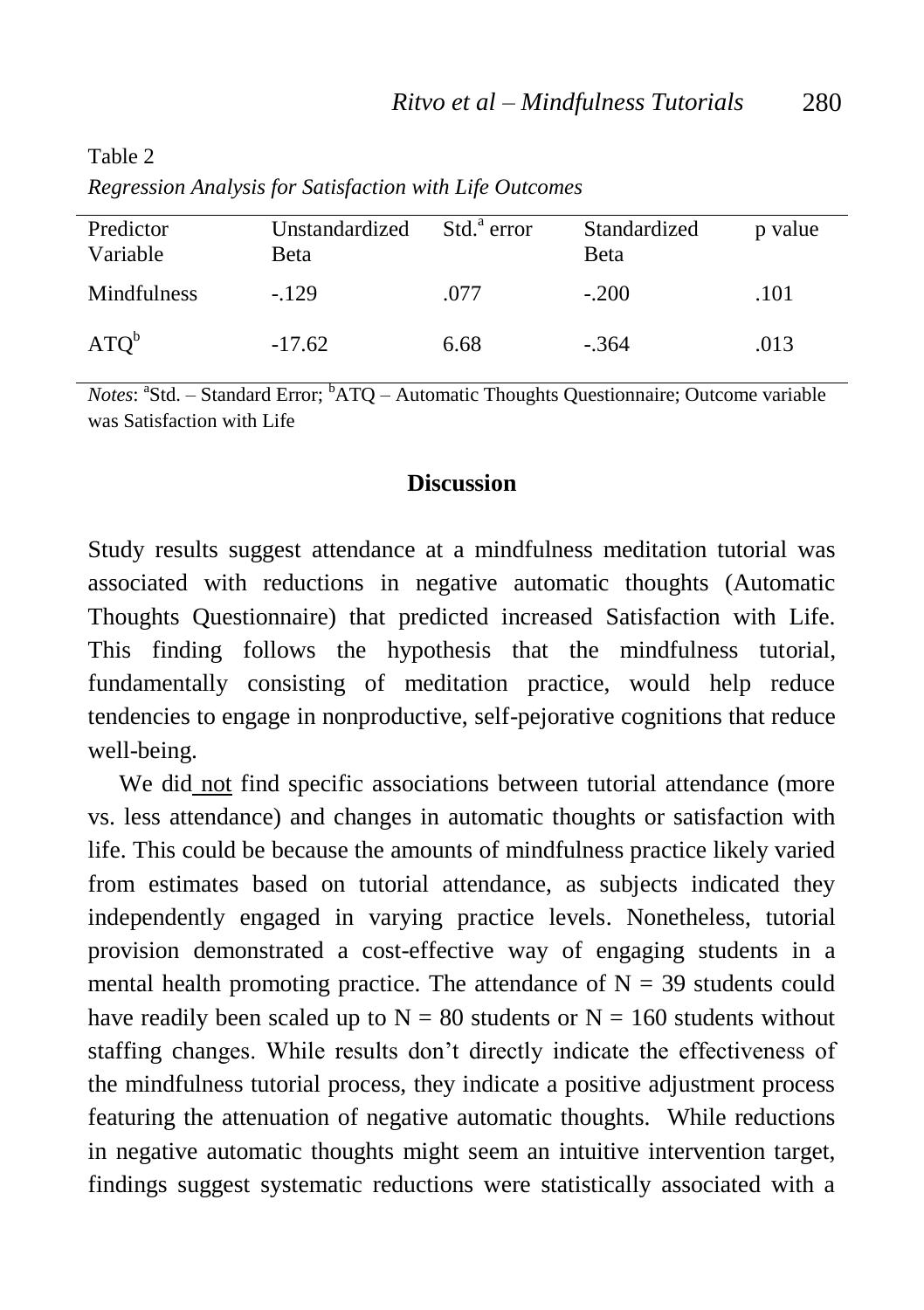Table 2

*Regression Analysis for Satisfaction with Life Outcomes*

| Predictor Variable | Unstandardized Beta | Std.[a] error | Standardized Beta | p value |
|---|---|---|---|---|
| Mindfulness | -.129 | .077 | -.200 | .101 |
| ATQ[b] | -17.62 | 6.68 | -.364 | .013 |

*Notes*: [a]Std. – Standard Error; [b]ATQ – Automatic Thoughts Questionnaire; Outcome variable was Satisfaction with Life

## Discussion

Study results suggest attendance at a mindfulness meditation tutorial was associated with reductions in negative automatic thoughts (Automatic Thoughts Questionnaire) that predicted increased Satisfaction with Life. This finding follows the hypothesis that the mindfulness tutorial, fundamentally consisting of meditation practice, would help reduce tendencies to engage in nonproductive, self-pejorative cognitions that reduce well-being.

We did not find specific associations between tutorial attendance (more vs. less attendance) and changes in automatic thoughts or satisfaction with life. This could be because the amounts of mindfulness practice likely varied from estimates based on tutorial attendance, as subjects indicated they independently engaged in varying practice levels. Nonetheless, tutorial provision demonstrated a cost-effective way of engaging students in a mental health promoting practice. The attendance of $N = 39$ students could have readily been scaled up to $N = 80$ students or $N = 160$ students without staffing changes. While results don't directly indicate the effectiveness of the mindfulness tutorial process, they indicate a positive adjustment process featuring the attenuation of negative automatic thoughts. While reductions in negative automatic thoughts might seem an intuitive intervention target, findings suggest systematic reductions were statistically associated with a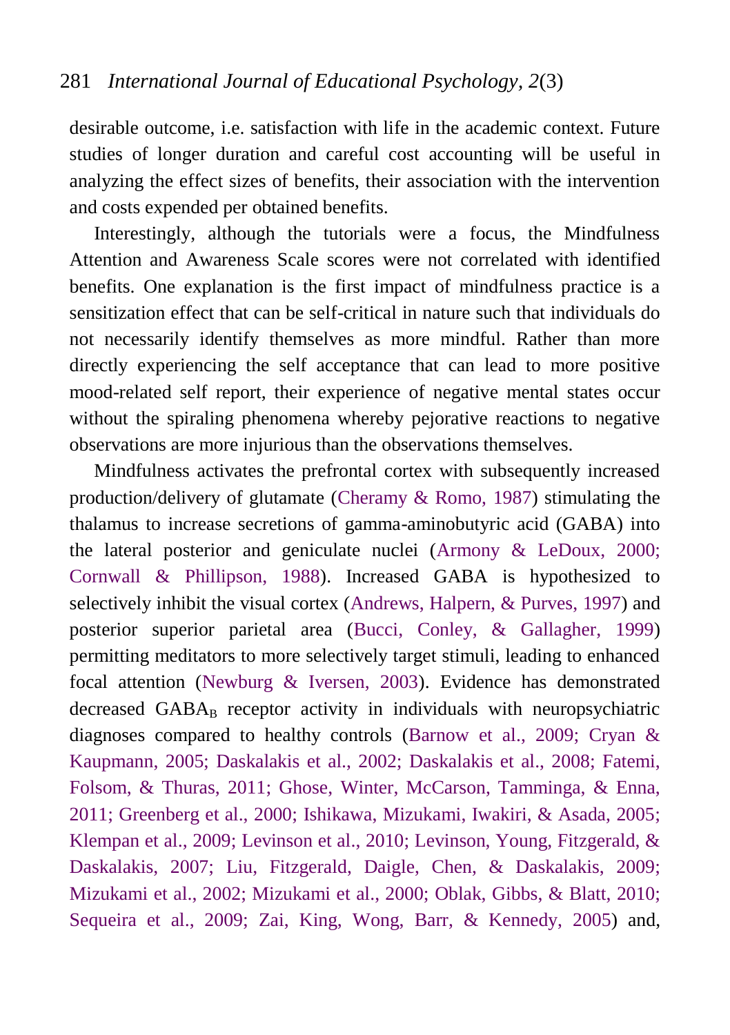desirable outcome, i.e. satisfaction with life in the academic context. Future studies of longer duration and careful cost accounting will be useful in analyzing the effect sizes of benefits, their association with the intervention and costs expended per obtained benefits.

Interestingly, although the tutorials were a focus, the Mindfulness Attention and Awareness Scale scores were not correlated with identified benefits. One explanation is the first impact of mindfulness practice is a sensitization effect that can be self-critical in nature such that individuals do not necessarily identify themselves as more mindful. Rather than more directly experiencing the self acceptance that can lead to more positive mood-related self report, their experience of negative mental states occur without the spiraling phenomena whereby pejorative reactions to negative observations are more injurious than the observations themselves.

Mindfulness activates the prefrontal cortex with subsequently increased production/delivery of glutamate (Cheramy & Romo, 1987) stimulating the thalamus to increase secretions of gamma-aminobutyric acid (GABA) into the lateral posterior and geniculate nuclei (Armony & LeDoux, 2000; Cornwall & Phillipson, 1988). Increased GABA is hypothesized to selectively inhibit the visual cortex (Andrews, Halpern, & Purves, 1997) and posterior superior parietal area (Bucci, Conley, & Gallagher, 1999) permitting meditators to more selectively target stimuli, leading to enhanced focal attention (Newburg & Iversen, 2003). Evidence has demonstrated decreased $GABA_B$ receptor activity in individuals with neuropsychiatric diagnoses compared to healthy controls (Barnow et al., 2009; Cryan & Kaupmann, 2005; Daskalakis et al., 2002; Daskalakis et al., 2008; Fatemi, Folsom, & Thuras, 2011; Ghose, Winter, McCarson, Tamminga, & Enna, 2011; Greenberg et al., 2000; Ishikawa, Mizukami, Iwakiri, & Asada, 2005; Klempan et al., 2009; Levinson et al., 2010; Levinson, Young, Fitzgerald, & Daskalakis, 2007; Liu, Fitzgerald, Daigle, Chen, & Daskalakis, 2009; Mizukami et al., 2002; Mizukami et al., 2000; Oblak, Gibbs, & Blatt, 2010; Sequeira et al., 2009; Zai, King, Wong, Barr, & Kennedy, 2005) and,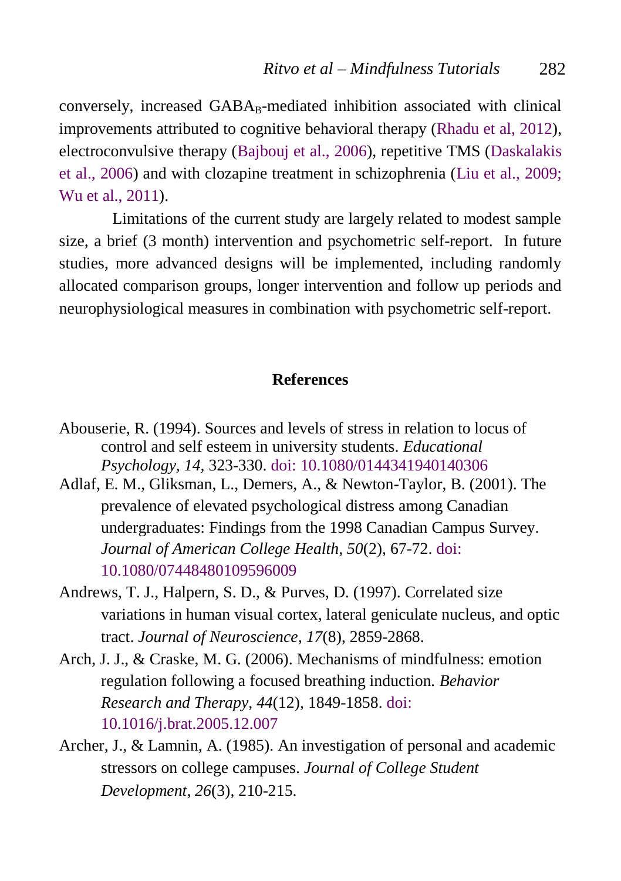conversely, increased $GABA_B$-mediated inhibition associated with clinical improvements attributed to cognitive behavioral therapy (Rhadu et al, 2012), electroconvulsive therapy (Bajbouj et al., 2006), repetitive TMS (Daskalakis et al., 2006) and with clozapine treatment in schizophrenia (Liu et al., 2009; Wu et al., 2011).

Limitations of the current study are largely related to modest sample size, a brief (3 month) intervention and psychometric self-report. In future studies, more advanced designs will be implemented, including randomly allocated comparison groups, longer intervention and follow up periods and neurophysiological measures in combination with psychometric self-report.

## References

Abouserie, R. (1994). Sources and levels of stress in relation to locus of control and self esteem in university students. *Educational Psychology, 14,* 323-330. doi: 10.1080/0144341940140306

Adlaf, E. M., Gliksman, L., Demers, A., & Newton-Taylor, B. (2001). The prevalence of elevated psychological distress among Canadian undergraduates: Findings from the 1998 Canadian Campus Survey. *Journal of American College Health, 50*(2), 67-72. doi: 10.1080/07448480109596009

Andrews, T. J., Halpern, S. D., & Purves, D. (1997). Correlated size variations in human visual cortex, lateral geniculate nucleus, and optic tract. *Journal of Neuroscience, 17*(8), 2859-2868.

Arch, J. J., & Craske, M. G. (2006). Mechanisms of mindfulness: emotion regulation following a focused breathing induction*. Behavior Research and Therapy, 44*(12), 1849-1858. doi: 10.1016/j.brat.2005.12.007

Archer, J., & Lamnin, A. (1985). An investigation of personal and academic stressors on college campuses. *Journal of College Student Development, 26*(3), 210-215.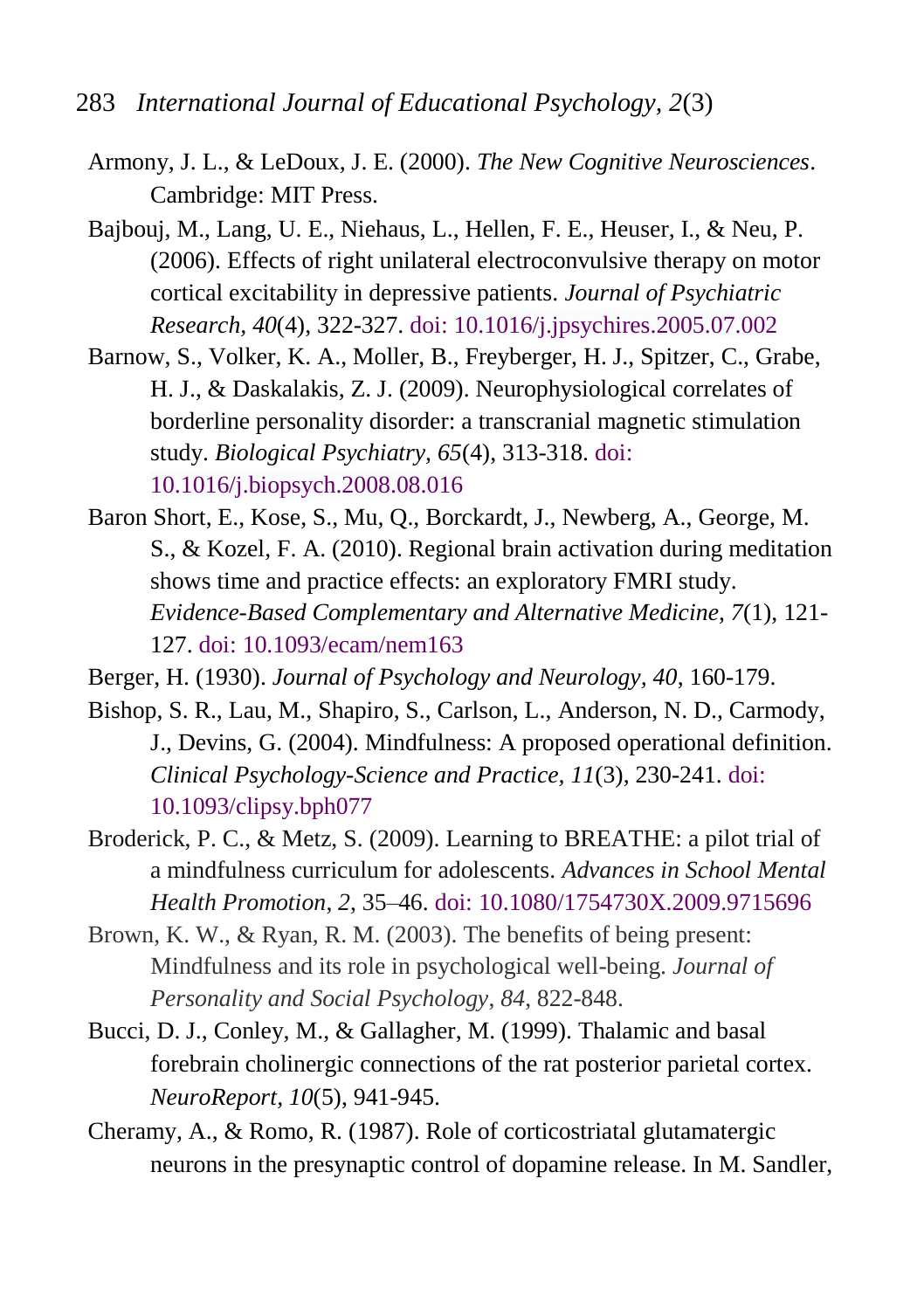Armony, J. L., & LeDoux, J. E. (2000). *The New Cognitive Neurosciences*. Cambridge: MIT Press.

Bajbouj, M., Lang, U. E., Niehaus, L., Hellen, F. E., Heuser, I., & Neu, P. (2006). Effects of right unilateral electroconvulsive therapy on motor cortical excitability in depressive patients. *Journal of Psychiatric Research, 40*(4), 322-327. doi: 10.1016/j.jpsychires.2005.07.002

Barnow, S., Volker, K. A., Moller, B., Freyberger, H. J., Spitzer, C., Grabe, H. J., & Daskalakis, Z. J. (2009). Neurophysiological correlates of borderline personality disorder: a transcranial magnetic stimulation study. *Biological Psychiatry, 65*(4), 313-318. doi: 10.1016/j.biopsych.2008.08.016

Baron Short, E., Kose, S., Mu, Q., Borckardt, J., Newberg, A., George, M. S., & Kozel, F. A. (2010). Regional brain activation during meditation shows time and practice effects: an exploratory FMRI study. *Evidence-Based Complementary and Alternative Medicine, 7*(1), 121-127. doi: 10.1093/ecam/nem163

Berger, H. (1930). *Journal of Psychology and Neurology, 40*, 160-179.

Bishop, S. R., Lau, M., Shapiro, S., Carlson, L., Anderson, N. D., Carmody, J., Devins, G. (2004). Mindfulness: A proposed operational definition. *Clinical Psychology-Science and Practice, 11*(3), 230-241. doi: 10.1093/clipsy.bph077

Broderick, P. C., & Metz, S. (2009). Learning to BREATHE: a pilot trial of a mindfulness curriculum for adolescents. *Advances in School Mental Health Promotion, 2*, 35–46. doi: 10.1080/1754730X.2009.9715696

Brown, K. W., & Ryan, R. M. (2003). The benefits of being present: Mindfulness and its role in psychological well-being. *Journal of Personality and Social Psychology, 84*, 822-848.

Bucci, D. J., Conley, M., & Gallagher, M. (1999). Thalamic and basal forebrain cholinergic connections of the rat posterior parietal cortex. *NeuroReport, 10*(5), 941-945.

Cheramy, A., & Romo, R. (1987). Role of corticostriatal glutamatergic neurons in the presynaptic control of dopamine release. In M. Sandler,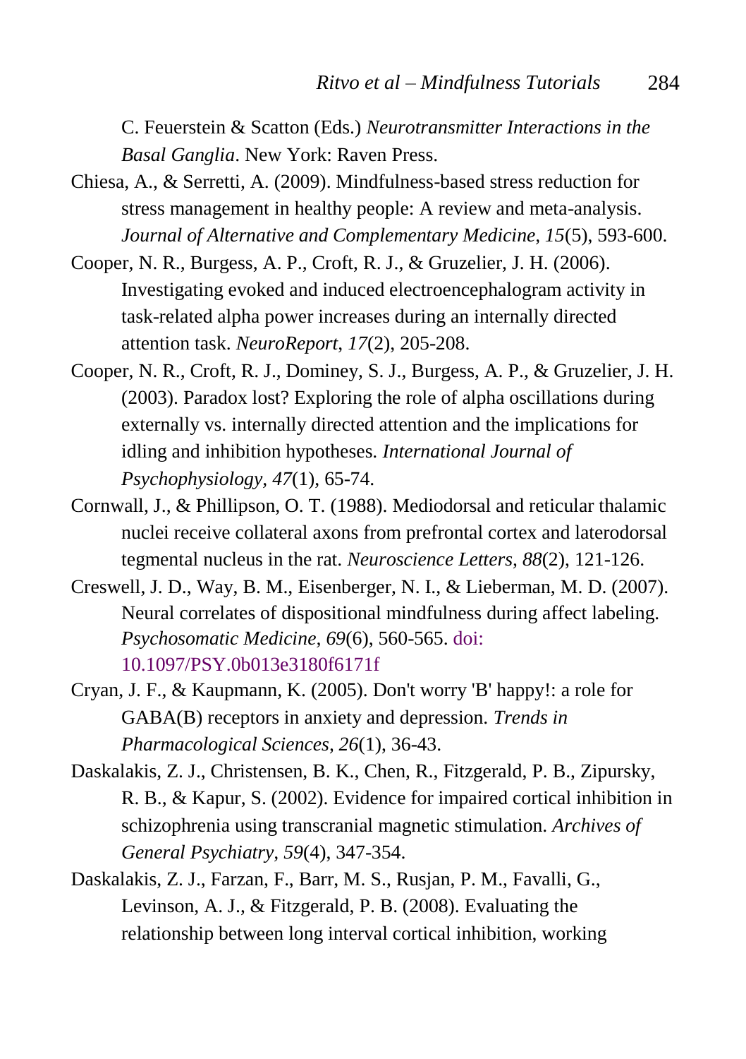C. Feuerstein & Scatton (Eds.) *Neurotransmitter Interactions in the Basal Ganglia*. New York: Raven Press.

Chiesa, A., & Serretti, A. (2009). Mindfulness-based stress reduction for stress management in healthy people: A review and meta-analysis. *Journal of Alternative and Complementary Medicine, 15*(5), 593-600.

Cooper, N. R., Burgess, A. P., Croft, R. J., & Gruzelier, J. H. (2006). Investigating evoked and induced electroencephalogram activity in task-related alpha power increases during an internally directed attention task. *NeuroReport, 17*(2), 205-208.

Cooper, N. R., Croft, R. J., Dominey, S. J., Burgess, A. P., & Gruzelier, J. H. (2003). Paradox lost? Exploring the role of alpha oscillations during externally vs. internally directed attention and the implications for idling and inhibition hypotheses. *International Journal of Psychophysiology, 47*(1), 65-74.

Cornwall, J., & Phillipson, O. T. (1988). Mediodorsal and reticular thalamic nuclei receive collateral axons from prefrontal cortex and laterodorsal tegmental nucleus in the rat. *Neuroscience Letters, 88*(2), 121-126.

Creswell, J. D., Way, B. M., Eisenberger, N. I., & Lieberman, M. D. (2007). Neural correlates of dispositional mindfulness during affect labeling. *Psychosomatic Medicine, 69*(6), 560-565. doi: 10.1097/PSY.0b013e3180f6171f

Cryan, J. F., & Kaupmann, K. (2005). Don't worry 'B' happy!: a role for GABA(B) receptors in anxiety and depression. *Trends in Pharmacological Sciences, 26*(1), 36-43.

Daskalakis, Z. J., Christensen, B. K., Chen, R., Fitzgerald, P. B., Zipursky, R. B., & Kapur, S. (2002). Evidence for impaired cortical inhibition in schizophrenia using transcranial magnetic stimulation. *Archives of General Psychiatry, 59*(4), 347-354.

Daskalakis, Z. J., Farzan, F., Barr, M. S., Rusjan, P. M., Favalli, G., Levinson, A. J., & Fitzgerald, P. B. (2008). Evaluating the relationship between long interval cortical inhibition, working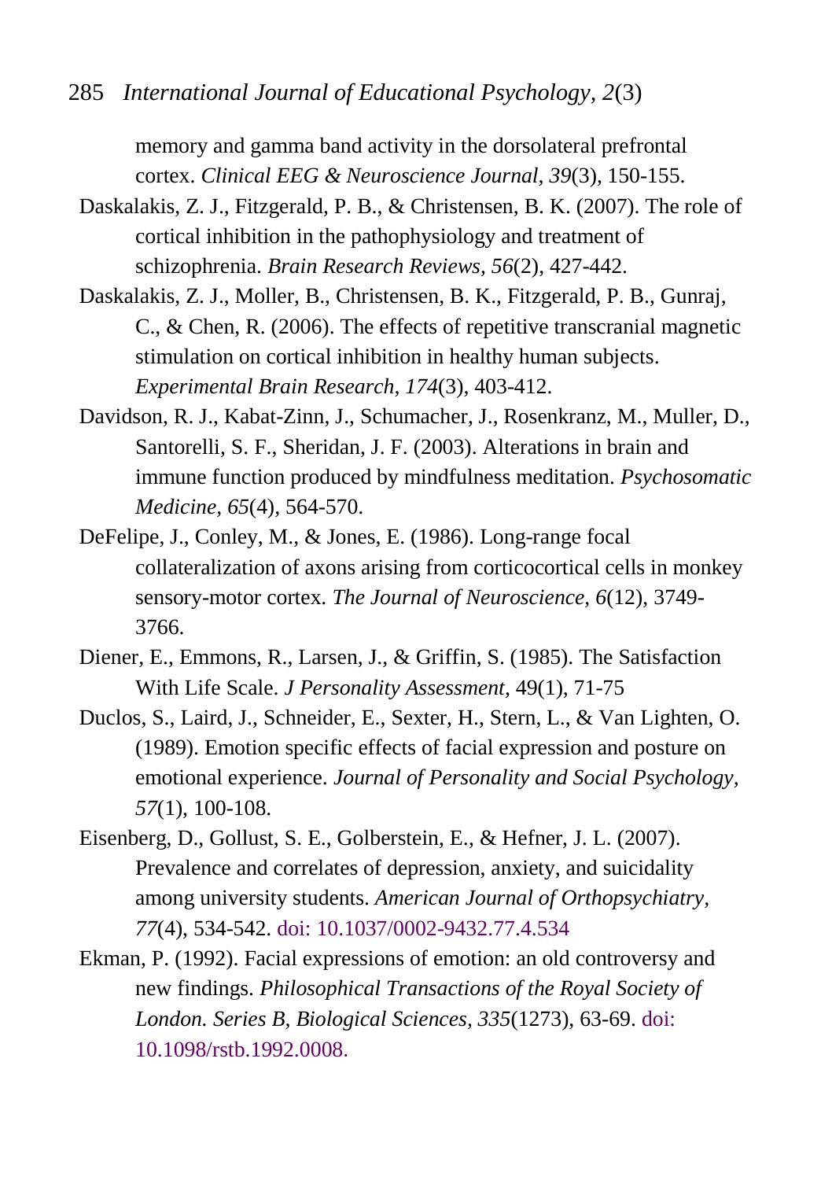memory and gamma band activity in the dorsolateral prefrontal cortex. *Clinical EEG & Neuroscience Journal*, *39*(3), 150-155.

Daskalakis, Z. J., Fitzgerald, P. B., & Christensen, B. K. (2007). The role of cortical inhibition in the pathophysiology and treatment of schizophrenia. *Brain Research Reviews*, *56*(2), 427-442.

Daskalakis, Z. J., Moller, B., Christensen, B. K., Fitzgerald, P. B., Gunraj, C., & Chen, R. (2006). The effects of repetitive transcranial magnetic stimulation on cortical inhibition in healthy human subjects. *Experimental Brain Research*, *174*(3), 403-412.

Davidson, R. J., Kabat-Zinn, J., Schumacher, J., Rosenkranz, M., Muller, D., Santorelli, S. F., Sheridan, J. F. (2003). Alterations in brain and immune function produced by mindfulness meditation. *Psychosomatic Medicine, 65*(4), 564-570.

DeFelipe, J., Conley, M., & Jones, E. (1986). Long-range focal collateralization of axons arising from corticocortical cells in monkey sensory-motor cortex. *The Journal of Neuroscience, 6*(12), 3749-3766.

Diener, E., Emmons, R., Larsen, J., & Griffin, S. (1985). The Satisfaction With Life Scale. *J Personality Assessment*, 49(1), 71-75

Duclos, S., Laird, J., Schneider, E., Sexter, H., Stern, L., & Van Lighten, O. (1989). Emotion specific effects of facial expression and posture on emotional experience. *Journal of Personality and Social Psychology, 57*(1), 100-108.

Eisenberg, D., Gollust, S. E., Golberstein, E., & Hefner, J. L. (2007). Prevalence and correlates of depression, anxiety, and suicidality among university students. *American Journal of Orthopsychiatry, 77*(4), 534-542. doi: 10.1037/0002-9432.77.4.534

Ekman, P. (1992). Facial expressions of emotion: an old controversy and new findings. *Philosophical Transactions of the Royal Society of London. Series B, Biological Sciences, 335*(1273), 63-69. doi: 10.1098/rstb.1992.0008.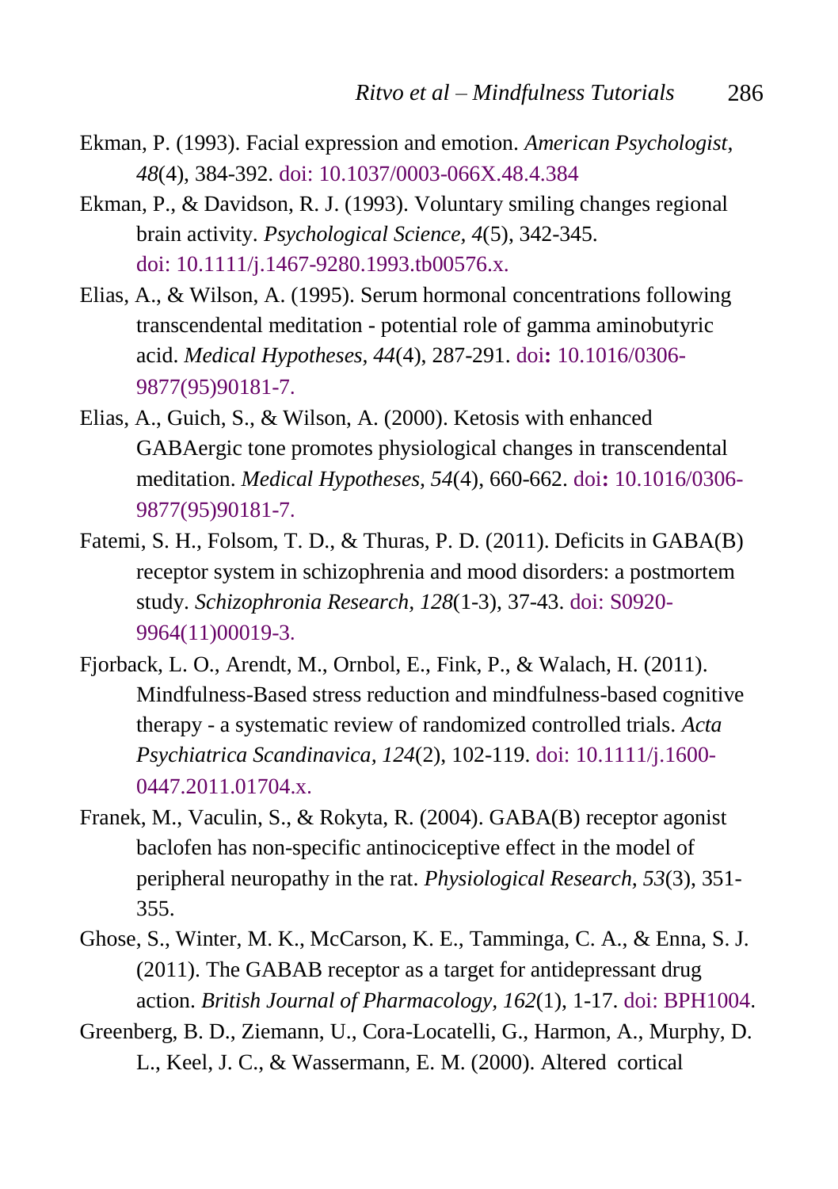Ekman, P. (1993). Facial expression and emotion. *American Psychologist, 48*(4), 384-392. doi: 10.1037/0003-066X.48.4.384

Ekman, P., & Davidson, R. J. (1993). Voluntary smiling changes regional brain activity. *Psychological Science, 4*(5), 342-345. doi: 10.1111/j.1467-9280.1993.tb00576.x.

Elias, A., & Wilson, A. (1995). Serum hormonal concentrations following transcendental meditation - potential role of gamma aminobutyric acid. *Medical Hypotheses, 44*(4), 287-291. doi**:** 10.1016/0306-9877(95)90181-7.

Elias, A., Guich, S., & Wilson, A. (2000). Ketosis with enhanced GABAergic tone promotes physiological changes in transcendental meditation. *Medical Hypotheses, 54*(4), 660-662. doi**:** 10.1016/0306-9877(95)90181-7.

Fatemi, S. H., Folsom, T. D., & Thuras, P. D. (2011). Deficits in GABA(B) receptor system in schizophrenia and mood disorders: a postmortem study. *Schizophronia Research, 128*(1-3), 37-43. doi: S0920-9964(11)00019-3.

Fjorback, L. O., Arendt, M., Ornbol, E., Fink, P., & Walach, H. (2011). Mindfulness-Based stress reduction and mindfulness-based cognitive therapy - a systematic review of randomized controlled trials. *Acta Psychiatrica Scandinavica, 124*(2), 102-119. doi: 10.1111/j.1600-0447.2011.01704.x.

Franek, M., Vaculin, S., & Rokyta, R. (2004). GABA(B) receptor agonist baclofen has non-specific antinociceptive effect in the model of peripheral neuropathy in the rat. *Physiological Research, 53*(3), 351-355.

Ghose, S., Winter, M. K., McCarson, K. E., Tamminga, C. A., & Enna, S. J. (2011). The GABAB receptor as a target for antidepressant drug action. *British Journal of Pharmacology, 162*(1), 1-17. doi: BPH1004.

Greenberg, B. D., Ziemann, U., Cora-Locatelli, G., Harmon, A., Murphy, D. L., Keel, J. C., & Wassermann, E. M. (2000). Altered cortical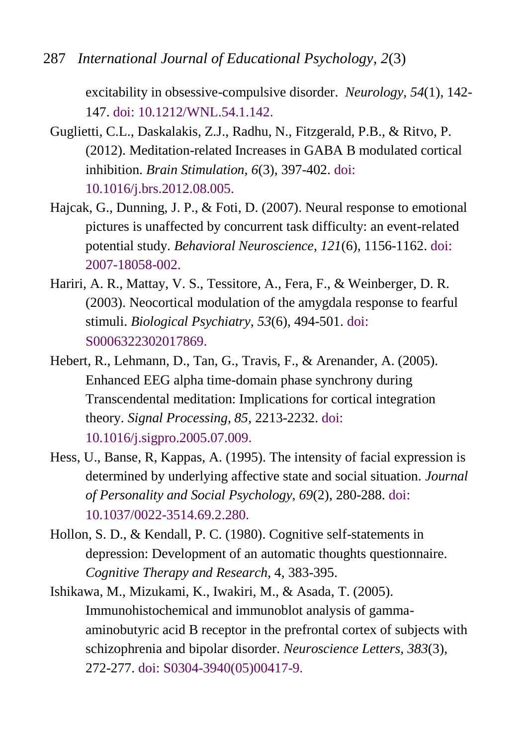excitability in obsessive-compulsive disorder. *Neurology, 54*(1), 142-147. doi: 10.1212/WNL.54.1.142.

Guglietti, C.L., Daskalakis, Z.J., Radhu, N., Fitzgerald, P.B., & Ritvo, P. (2012). Meditation-related Increases in GABA B modulated cortical inhibition. *Brain Stimulation, 6*(3), 397-402. doi: 10.1016/j.brs.2012.08.005.

Hajcak, G., Dunning, J. P., & Foti, D. (2007). Neural response to emotional pictures is unaffected by concurrent task difficulty: an event-related potential study. *Behavioral Neuroscience, 121*(6), 1156-1162. doi: 2007-18058-002.

Hariri, A. R., Mattay, V. S., Tessitore, A., Fera, F., & Weinberger, D. R. (2003). Neocortical modulation of the amygdala response to fearful stimuli. *Biological Psychiatry, 53*(6), 494-501. doi: S0006322302017869.

Hebert, R., Lehmann, D., Tan, G., Travis, F., & Arenander, A. (2005). Enhanced EEG alpha time-domain phase synchrony during Transcendental meditation: Implications for cortical integration theory. *Signal Processing, 85*, 2213-2232. doi: 10.1016/j.sigpro.2005.07.009.

Hess, U., Banse, R, Kappas, A. (1995). The intensity of facial expression is determined by underlying affective state and social situation. *Journal of Personality and Social Psychology, 69*(2), 280-288. doi: 10.1037/0022-3514.69.2.280.

Hollon, S. D., & Kendall, P. C. (1980). Cognitive self-statements in depression: Development of an automatic thoughts questionnaire. *Cognitive Therapy and Research*, 4, 383-395.

Ishikawa, M., Mizukami, K., Iwakiri, M., & Asada, T. (2005). Immunohistochemical and immunoblot analysis of gamma-aminobutyric acid B receptor in the prefrontal cortex of subjects with schizophrenia and bipolar disorder. *Neuroscience Letters, 383*(3), 272-277. doi: S0304-3940(05)00417-9.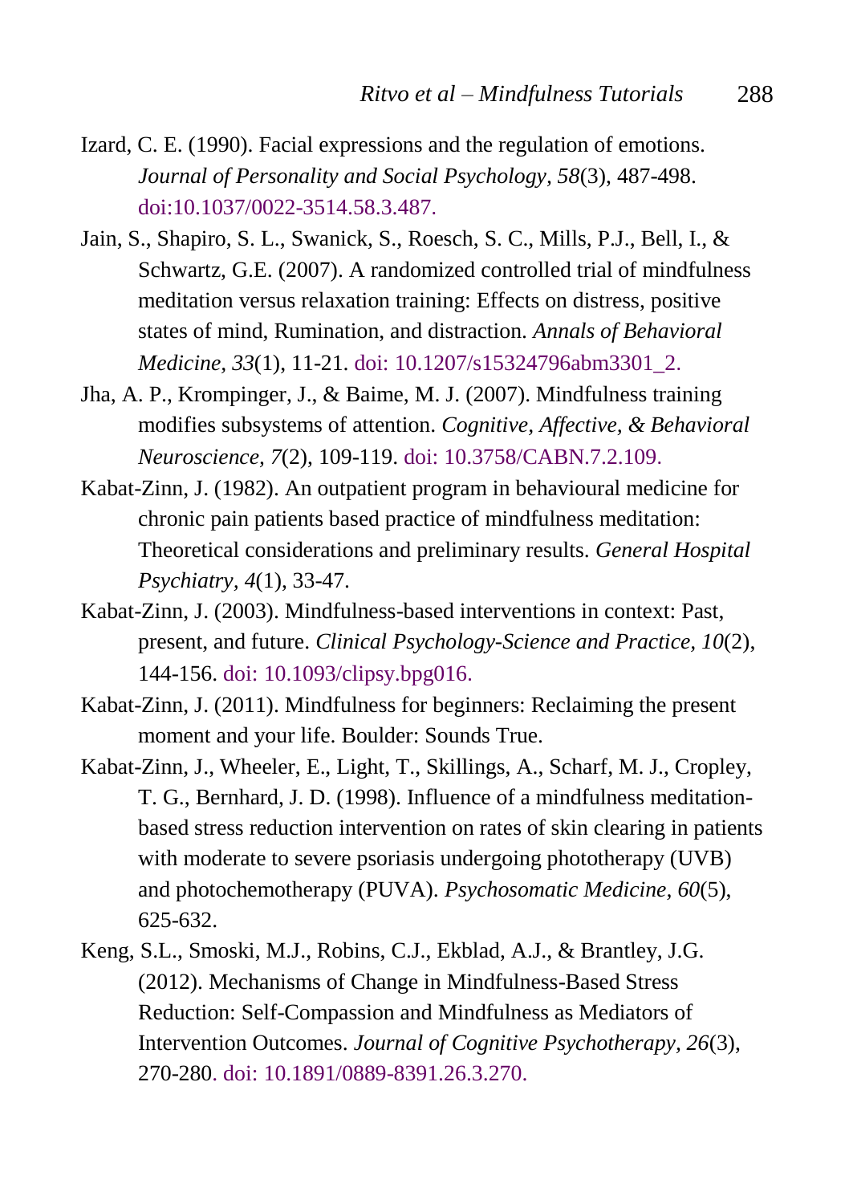Izard, C. E. (1990). Facial expressions and the regulation of emotions. *Journal of Personality and Social Psychology, 58*(3), 487-498. doi:10.1037/0022-3514.58.3.487.

Jain, S., Shapiro, S. L., Swanick, S., Roesch, S. C., Mills, P.J., Bell, I., & Schwartz, G.E. (2007). A randomized controlled trial of mindfulness meditation versus relaxation training: Effects on distress, positive states of mind, Rumination, and distraction. *Annals of Behavioral Medicine, 33*(1), 11-21. doi: 10.1207/s15324796abm3301_2.

Jha, A. P., Krompinger, J., & Baime, M. J. (2007). Mindfulness training modifies subsystems of attention. *Cognitive, Affective, & Behavioral Neuroscience, 7*(2), 109-119. doi: 10.3758/CABN.7.2.109.

Kabat-Zinn, J. (1982). An outpatient program in behavioural medicine for chronic pain patients based practice of mindfulness meditation: Theoretical considerations and preliminary results. *General Hospital Psychiatry, 4*(1), 33-47.

Kabat-Zinn, J. (2003). Mindfulness-based interventions in context: Past, present, and future. *Clinical Psychology-Science and Practice, 10*(2), 144-156. doi: 10.1093/clipsy.bpg016.

Kabat-Zinn, J. (2011). Mindfulness for beginners: Reclaiming the present moment and your life. Boulder: Sounds True.

Kabat-Zinn, J., Wheeler, E., Light, T., Skillings, A., Scharf, M. J., Cropley, T. G., Bernhard, J. D. (1998). Influence of a mindfulness meditation-based stress reduction intervention on rates of skin clearing in patients with moderate to severe psoriasis undergoing phototherapy (UVB) and photochemotherapy (PUVA). *Psychosomatic Medicine, 60*(5), 625-632.

Keng, S.L., Smoski, M.J., Robins, C.J., Ekblad, A.J., & Brantley, J.G. (2012). Mechanisms of Change in Mindfulness-Based Stress Reduction: Self-Compassion and Mindfulness as Mediators of Intervention Outcomes. *Journal of Cognitive Psychotherapy, 26*(3), 270-280. doi: 10.1891/0889-8391.26.3.270.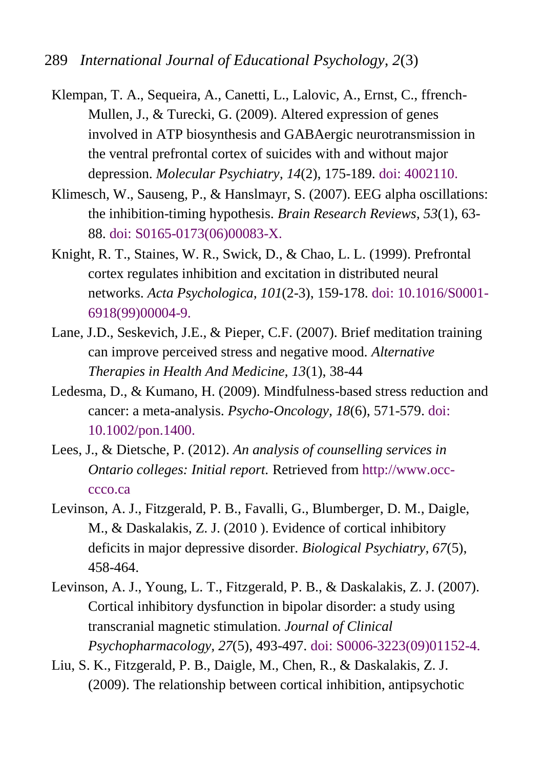Klempan, T. A., Sequeira, A., Canetti, L., Lalovic, A., Ernst, C., ffrench-Mullen, J., & Turecki, G. (2009). Altered expression of genes involved in ATP biosynthesis and GABAergic neurotransmission in the ventral prefrontal cortex of suicides with and without major depression. *Molecular Psychiatry, 14*(2), 175-189. doi: 4002110.

Klimesch, W., Sauseng, P., & Hanslmayr, S. (2007). EEG alpha oscillations: the inhibition-timing hypothesis. *Brain Research Reviews, 53*(1), 63-88. doi: S0165-0173(06)00083-X.

Knight, R. T., Staines, W. R., Swick, D., & Chao, L. L. (1999). Prefrontal cortex regulates inhibition and excitation in distributed neural networks. *Acta Psychologica, 101*(2-3), 159-178. doi: 10.1016/S0001-6918(99)00004-9.

Lane, J.D., Seskevich, J.E., & Pieper, C.F. (2007). Brief meditation training can improve perceived stress and negative mood. *Alternative Therapies in Health And Medicine, 13*(1), 38-44

Ledesma, D., & Kumano, H. (2009). Mindfulness-based stress reduction and cancer: a meta-analysis. *Psycho-Oncology, 18*(6), 571-579. doi: 10.1002/pon.1400.

Lees, J., & Dietsche, P. (2012). *An analysis of counselling services in Ontario colleges: Initial report.* Retrieved from http://www.occ-ccco.ca

Levinson, A. J., Fitzgerald, P. B., Favalli, G., Blumberger, D. M., Daigle, M., & Daskalakis, Z. J. (2010 ). Evidence of cortical inhibitory deficits in major depressive disorder. *Biological Psychiatry, 67*(5), 458-464.

Levinson, A. J., Young, L. T., Fitzgerald, P. B., & Daskalakis, Z. J. (2007). Cortical inhibitory dysfunction in bipolar disorder: a study using transcranial magnetic stimulation. *Journal of Clinical Psychopharmacology, 27*(5), 493-497. doi: S0006-3223(09)01152-4.

Liu, S. K., Fitzgerald, P. B., Daigle, M., Chen, R., & Daskalakis, Z. J. (2009). The relationship between cortical inhibition, antipsychotic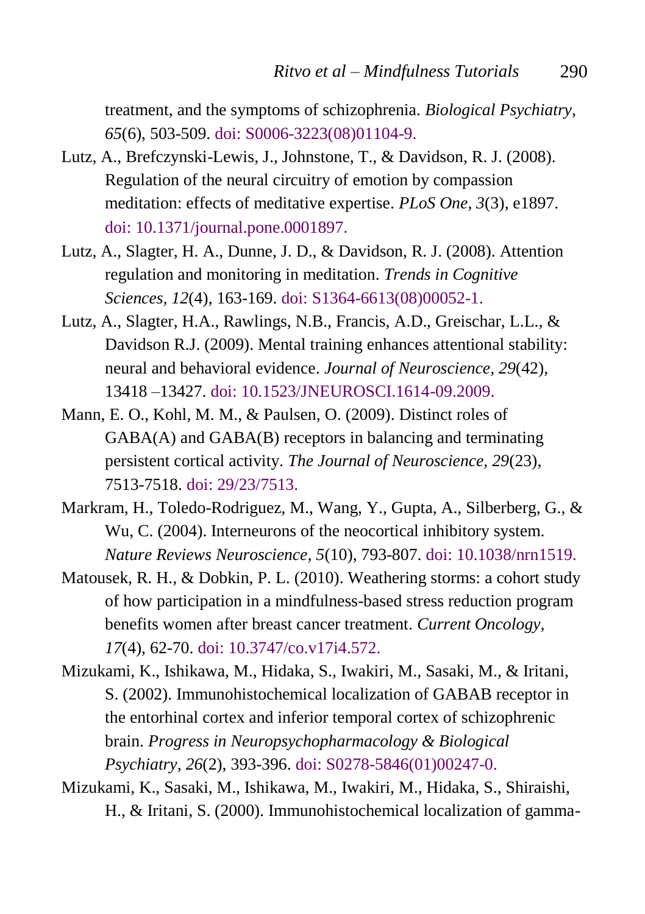treatment, and the symptoms of schizophrenia. *Biological Psychiatry, 65*(6), 503-509. doi: S0006-3223(08)01104-9.

Lutz, A., Brefczynski-Lewis, J., Johnstone, T., & Davidson, R. J. (2008). Regulation of the neural circuitry of emotion by compassion meditation: effects of meditative expertise. *PLoS One, 3*(3), e1897. doi: 10.1371/journal.pone.0001897.

Lutz, A., Slagter, H. A., Dunne, J. D., & Davidson, R. J. (2008). Attention regulation and monitoring in meditation. *Trends in Cognitive Sciences, 12*(4), 163-169. doi: S1364-6613(08)00052-1.

Lutz, A., Slagter, H.A., Rawlings, N.B., Francis, A.D., Greischar, L.L., & Davidson R.J. (2009). Mental training enhances attentional stability: neural and behavioral evidence. *Journal of Neuroscience, 29*(42), 13418 –13427. doi: 10.1523/JNEUROSCI.1614-09.2009.

Mann, E. O., Kohl, M. M., & Paulsen, O. (2009). Distinct roles of GABA(A) and GABA(B) receptors in balancing and terminating persistent cortical activity. *The Journal of Neuroscience, 29*(23), 7513-7518. doi: 29/23/7513.

Markram, H., Toledo-Rodriguez, M., Wang, Y., Gupta, A., Silberberg, G., & Wu, C. (2004). Interneurons of the neocortical inhibitory system. *Nature Reviews Neuroscience, 5*(10), 793-807. doi: 10.1038/nrn1519.

Matousek, R. H., & Dobkin, P. L. (2010). Weathering storms: a cohort study of how participation in a mindfulness-based stress reduction program benefits women after breast cancer treatment. *Current Oncology, 17*(4), 62-70. doi: 10.3747/co.v17i4.572.

Mizukami, K., Ishikawa, M., Hidaka, S., Iwakiri, M., Sasaki, M., & Iritani, S. (2002). Immunohistochemical localization of GABAB receptor in the entorhinal cortex and inferior temporal cortex of schizophrenic brain. *Progress in Neuropsychopharmacology & Biological Psychiatry, 26*(2), 393-396. doi: S0278-5846(01)00247-0.

Mizukami, K., Sasaki, M., Ishikawa, M., Iwakiri, M., Hidaka, S., Shiraishi, H., & Iritani, S. (2000). Immunohistochemical localization of gamma-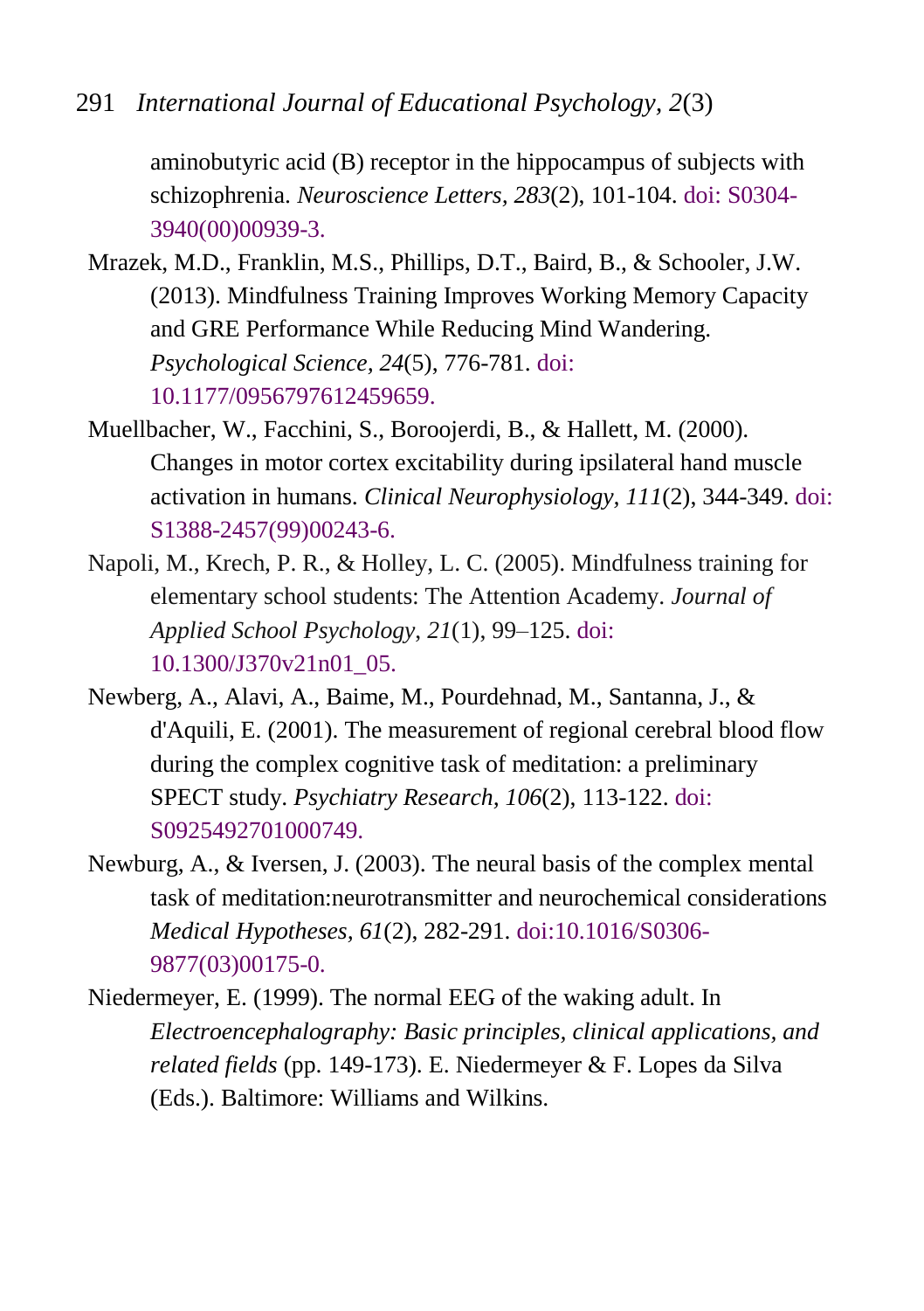aminobutyric acid (B) receptor in the hippocampus of subjects with schizophrenia. *Neuroscience Letters*, *283*(2), 101-104. doi: S0304-3940(00)00939-3.

Mrazek, M.D., Franklin, M.S., Phillips, D.T., Baird, B., & Schooler, J.W. (2013). Mindfulness Training Improves Working Memory Capacity and GRE Performance While Reducing Mind Wandering. *Psychological Science*, *24*(5), 776-781. doi: 10.1177/0956797612459659.

Muellbacher, W., Facchini, S., Boroojerdi, B., & Hallett, M. (2000). Changes in motor cortex excitability during ipsilateral hand muscle activation in humans. *Clinical Neurophysiology*, *111*(2), 344-349. doi: S1388-2457(99)00243-6.

Napoli, M., Krech, P. R., & Holley, L. C. (2005). Mindfulness training for elementary school students: The Attention Academy. *Journal of Applied School Psychology*, *21*(1), 99–125. doi: 10.1300/J370v21n01_05.

Newberg, A., Alavi, A., Baime, M., Pourdehnad, M., Santanna, J., & d'Aquili, E. (2001). The measurement of regional cerebral blood flow during the complex cognitive task of meditation: a preliminary SPECT study. *Psychiatry Research*, *106*(2), 113-122. doi: S0925492701000749.

Newburg, A., & Iversen, J. (2003). The neural basis of the complex mental task of meditation:neurotransmitter and neurochemical considerations *Medical Hypotheses*, *61*(2), 282-291. doi:10.1016/S0306-9877(03)00175-0.

Niedermeyer, E. (1999). The normal EEG of the waking adult. In *Electroencephalography: Basic principles, clinical applications, and related fields* (pp. 149-173). E. Niedermeyer & F. Lopes da Silva (Eds.). Baltimore: Williams and Wilkins.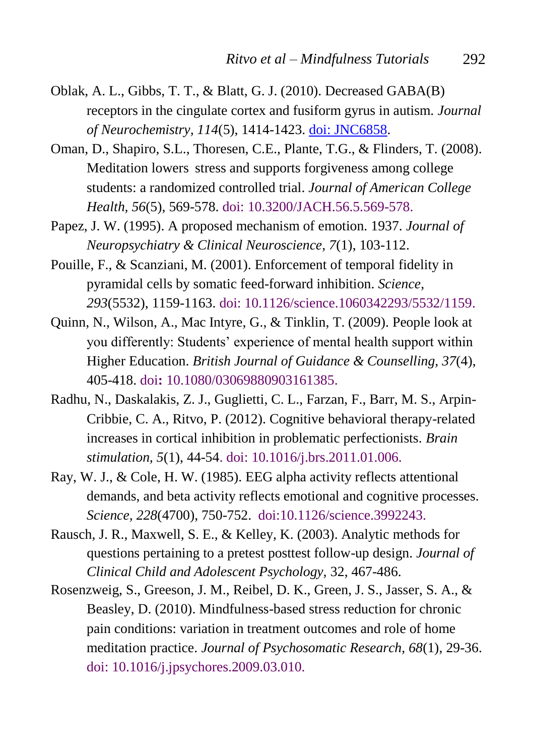Oblak, A. L., Gibbs, T. T., & Blatt, G. J. (2010). Decreased GABA(B) receptors in the cingulate cortex and fusiform gyrus in autism. *Journal of Neurochemistry, 114*(5), 1414-1423. doi: JNC6858.

Oman, D., Shapiro, S.L., Thoresen, C.E., Plante, T.G., & Flinders, T. (2008). Meditation lowers stress and supports forgiveness among college students: a randomized controlled trial. *Journal of American College Health, 56*(5), 569-578. doi: 10.3200/JACH.56.5.569-578.

Papez, J. W. (1995). A proposed mechanism of emotion. 1937. *Journal of Neuropsychiatry & Clinical Neuroscience, 7*(1), 103-112.

Pouille, F., & Scanziani, M. (2001). Enforcement of temporal fidelity in pyramidal cells by somatic feed-forward inhibition. *Science, 293*(5532), 1159-1163. doi: 10.1126/science.1060342293/5532/1159.

Quinn, N., Wilson, A., Mac Intyre, G., & Tinklin, T. (2009). People look at you differently: Students' experience of mental health support within Higher Education. *British Journal of Guidance & Counselling, 37*(4), 405-418. doi: 10.1080/03069880903161385.

Radhu, N., Daskalakis, Z. J., Guglietti, C. L., Farzan, F., Barr, M. S., Arpin-Cribbie, C. A., Ritvo, P. (2012). Cognitive behavioral therapy-related increases in cortical inhibition in problematic perfectionists. *Brain stimulation, 5*(1), 44-54. doi: 10.1016/j.brs.2011.01.006.

Ray, W. J., & Cole, H. W. (1985). EEG alpha activity reflects attentional demands, and beta activity reflects emotional and cognitive processes. *Science, 228*(4700), 750-752. doi:10.1126/science.3992243.

Rausch, J. R., Maxwell, S. E., & Kelley, K. (2003). Analytic methods for questions pertaining to a pretest posttest follow-up design. *Journal of Clinical Child and Adolescent Psychology,* 32, 467-486.

Rosenzweig, S., Greeson, J. M., Reibel, D. K., Green, J. S., Jasser, S. A., & Beasley, D. (2010). Mindfulness-based stress reduction for chronic pain conditions: variation in treatment outcomes and role of home meditation practice. *Journal of Psychosomatic Research, 68*(1), 29-36. doi: 10.1016/j.jpsychores.2009.03.010.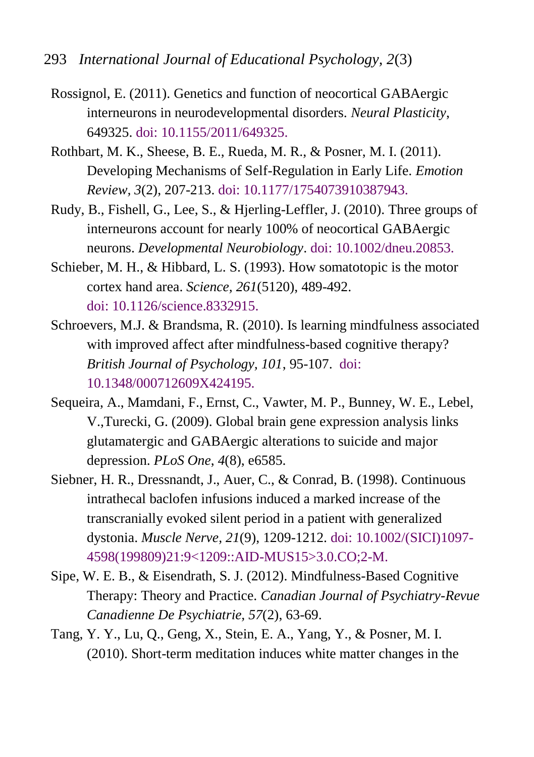Rossignol, E. (2011). Genetics and function of neocortical GABAergic interneurons in neurodevelopmental disorders. *Neural Plasticity*, 649325. doi: 10.1155/2011/649325.

Rothbart, M. K., Sheese, B. E., Rueda, M. R., & Posner, M. I. (2011). Developing Mechanisms of Self-Regulation in Early Life. *Emotion Review*, *3*(2), 207-213. doi: 10.1177/1754073910387943.

Rudy, B., Fishell, G., Lee, S., & Hjerling-Leffler, J. (2010). Three groups of interneurons account for nearly 100% of neocortical GABAergic neurons. *Developmental Neurobiology*. doi: 10.1002/dneu.20853.

Schieber, M. H., & Hibbard, L. S. (1993). How somatotopic is the motor cortex hand area. *Science, 261*(5120), 489-492. doi: 10.1126/science.8332915.

Schroevers, M.J. & Brandsma, R. (2010). Is learning mindfulness associated with improved affect after mindfulness-based cognitive therapy? *British Journal of Psychology, 101*, 95-107. doi: 10.1348/000712609X424195.

Sequeira, A., Mamdani, F., Ernst, C., Vawter, M. P., Bunney, W. E., Lebel, V.,Turecki, G. (2009). Global brain gene expression analysis links glutamatergic and GABAergic alterations to suicide and major depression. *PLoS One*, *4*(8), e6585.

Siebner, H. R., Dressnandt, J., Auer, C., & Conrad, B. (1998). Continuous intrathecal baclofen infusions induced a marked increase of the transcranially evoked silent period in a patient with generalized dystonia. *Muscle Nerve*, *21*(9), 1209-1212. doi: 10.1002/(SICI)1097-4598(199809)21:9<1209::AID-MUS15>3.0.CO;2-M.

Sipe, W. E. B., & Eisendrath, S. J. (2012). Mindfulness-Based Cognitive Therapy: Theory and Practice. *Canadian Journal of Psychiatry-Revue Canadienne De Psychiatrie, 57*(2), 63-69.

Tang, Y. Y., Lu, Q., Geng, X., Stein, E. A., Yang, Y., & Posner, M. I. (2010). Short-term meditation induces white matter changes in the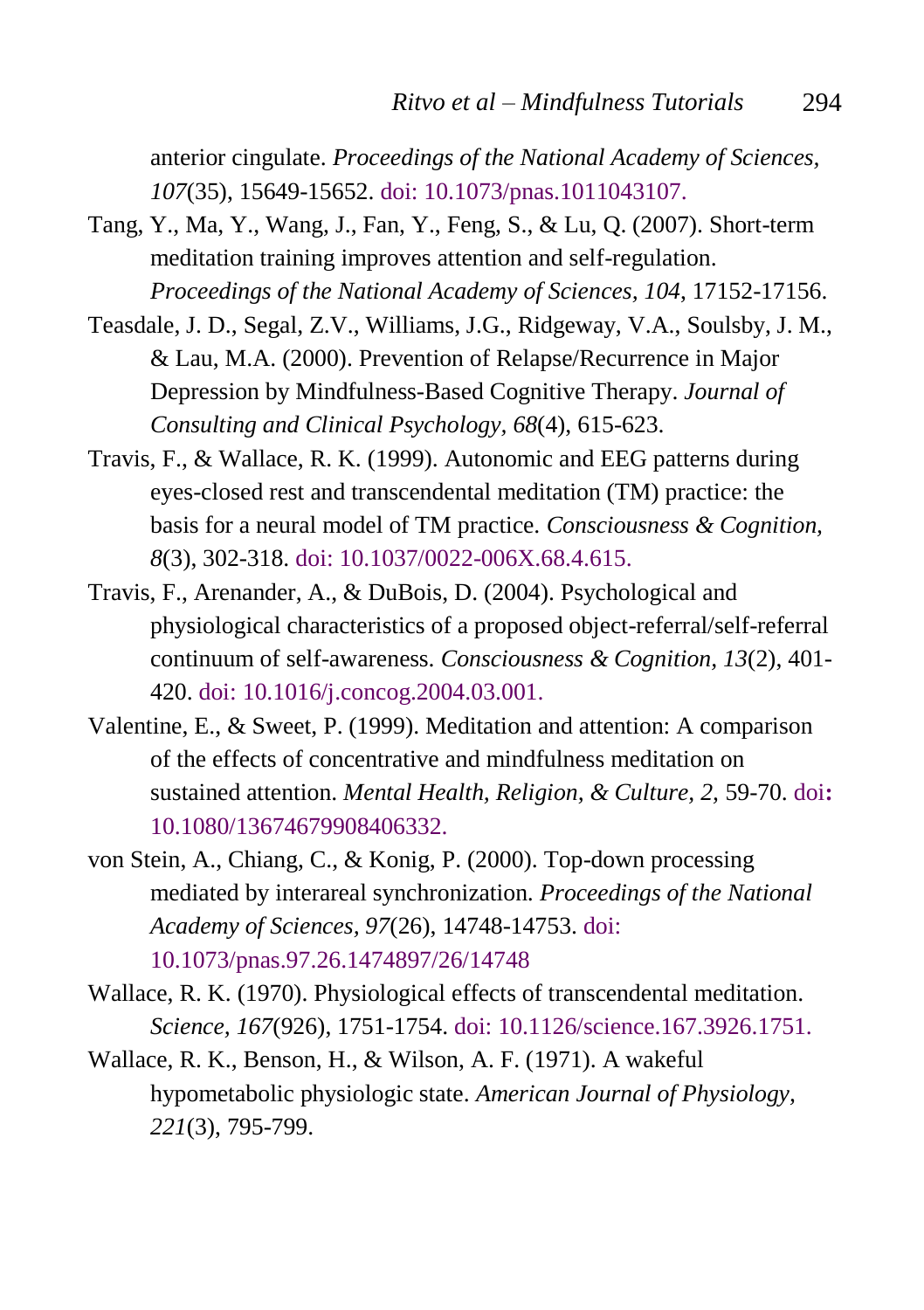anterior cingulate. *Proceedings of the National Academy of Sciences, 107*(35), 15649-15652. doi: 10.1073/pnas.1011043107.

Tang, Y., Ma, Y., Wang, J., Fan, Y., Feng, S., & Lu, Q. (2007). Short-term meditation training improves attention and self-regulation. *Proceedings of the National Academy of Sciences, 104*, 17152-17156.

Teasdale, J. D., Segal, Z.V., Williams, J.G., Ridgeway, V.A., Soulsby, J. M., & Lau, M.A. (2000). Prevention of Relapse/Recurrence in Major Depression by Mindfulness-Based Cognitive Therapy. *Journal of Consulting and Clinical Psychology, 68*(4), 615-623.

Travis, F., & Wallace, R. K. (1999). Autonomic and EEG patterns during eyes-closed rest and transcendental meditation (TM) practice: the basis for a neural model of TM practice. *Consciousness & Cognition, 8*(3), 302-318. doi: 10.1037/0022-006X.68.4.615.

Travis, F., Arenander, A., & DuBois, D. (2004). Psychological and physiological characteristics of a proposed object-referral/self-referral continuum of self-awareness. *Consciousness & Cognition, 13*(2), 401-420. doi: 10.1016/j.concog.2004.03.001.

Valentine, E., & Sweet, P. (1999). Meditation and attention: A comparison of the effects of concentrative and mindfulness meditation on sustained attention. *Mental Health, Religion, & Culture, 2,* 59-70. doi**:** 10.1080/13674679908406332.

von Stein, A., Chiang, C., & Konig, P. (2000). Top-down processing mediated by interareal synchronization. *Proceedings of the National Academy of Sciences, 97*(26), 14748-14753. doi: 10.1073/pnas.97.26.1474897/26/14748

Wallace, R. K. (1970). Physiological effects of transcendental meditation. *Science, 167*(926), 1751-1754. doi: 10.1126/science.167.3926.1751.

Wallace, R. K., Benson, H., & Wilson, A. F. (1971). A wakeful hypometabolic physiologic state. *American Journal of Physiology, 221*(3), 795-799.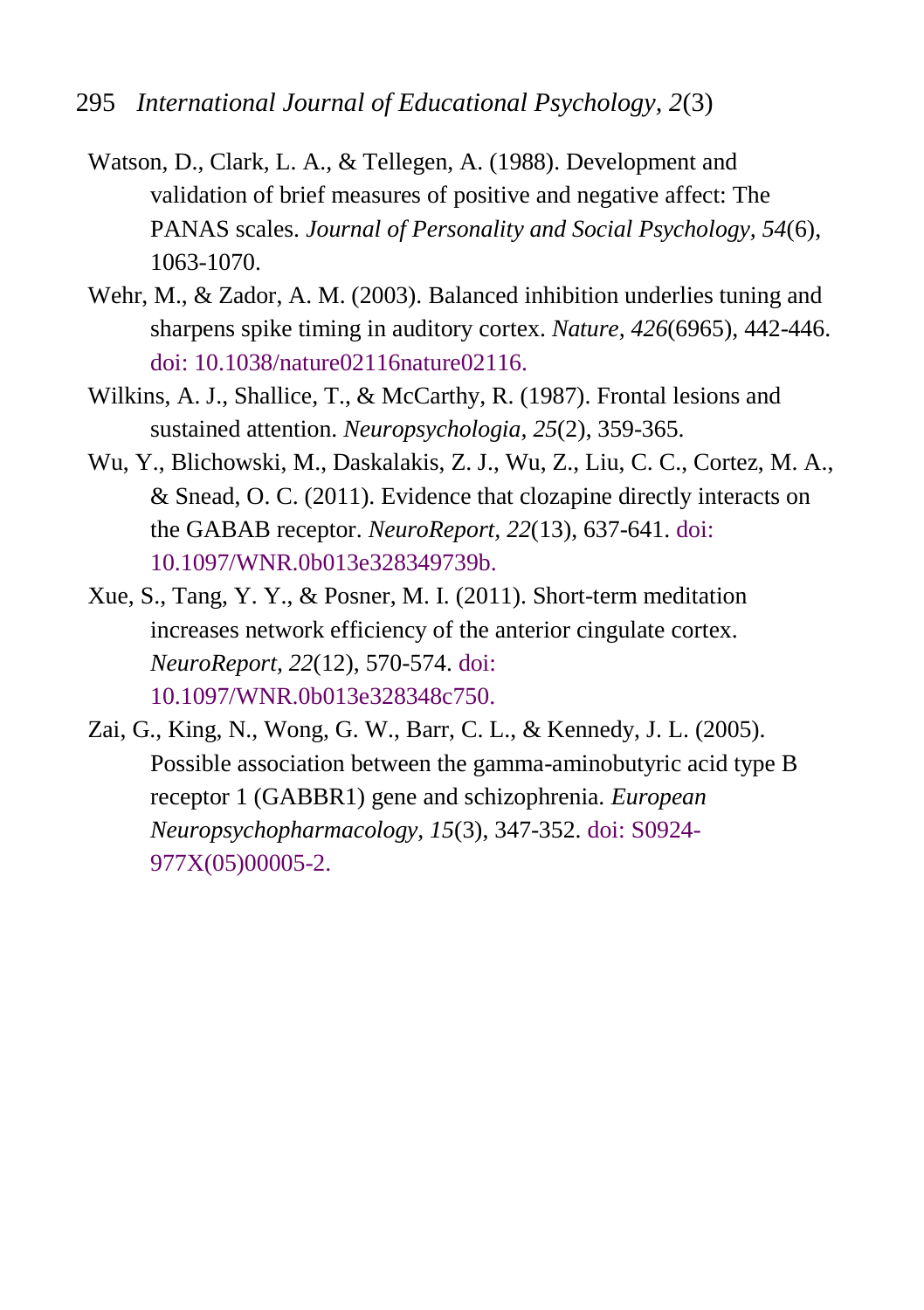Watson, D., Clark, L. A., & Tellegen, A. (1988). Development and validation of brief measures of positive and negative affect: The PANAS scales. *Journal of Personality and Social Psychology, 54*(6), 1063-1070.

Wehr, M., & Zador, A. M. (2003). Balanced inhibition underlies tuning and sharpens spike timing in auditory cortex. *Nature, 426*(6965), 442-446. doi: 10.1038/nature02116nature02116.

Wilkins, A. J., Shallice, T., & McCarthy, R. (1987). Frontal lesions and sustained attention. *Neuropsychologia, 25*(2), 359-365.

Wu, Y., Blichowski, M., Daskalakis, Z. J., Wu, Z., Liu, C. C., Cortez, M. A., & Snead, O. C. (2011). Evidence that clozapine directly interacts on the GABAB receptor. *NeuroReport, 22*(13), 637-641. doi: 10.1097/WNR.0b013e328349739b.

Xue, S., Tang, Y. Y., & Posner, M. I. (2011). Short-term meditation increases network efficiency of the anterior cingulate cortex. *NeuroReport, 22*(12), 570-574. doi: 10.1097/WNR.0b013e328348c750.

Zai, G., King, N., Wong, G. W., Barr, C. L., & Kennedy, J. L. (2005). Possible association between the gamma-aminobutyric acid type B receptor 1 (GABBR1) gene and schizophrenia. *European Neuropsychopharmacology, 15*(3), 347-352. doi: S0924-977X(05)00005-2.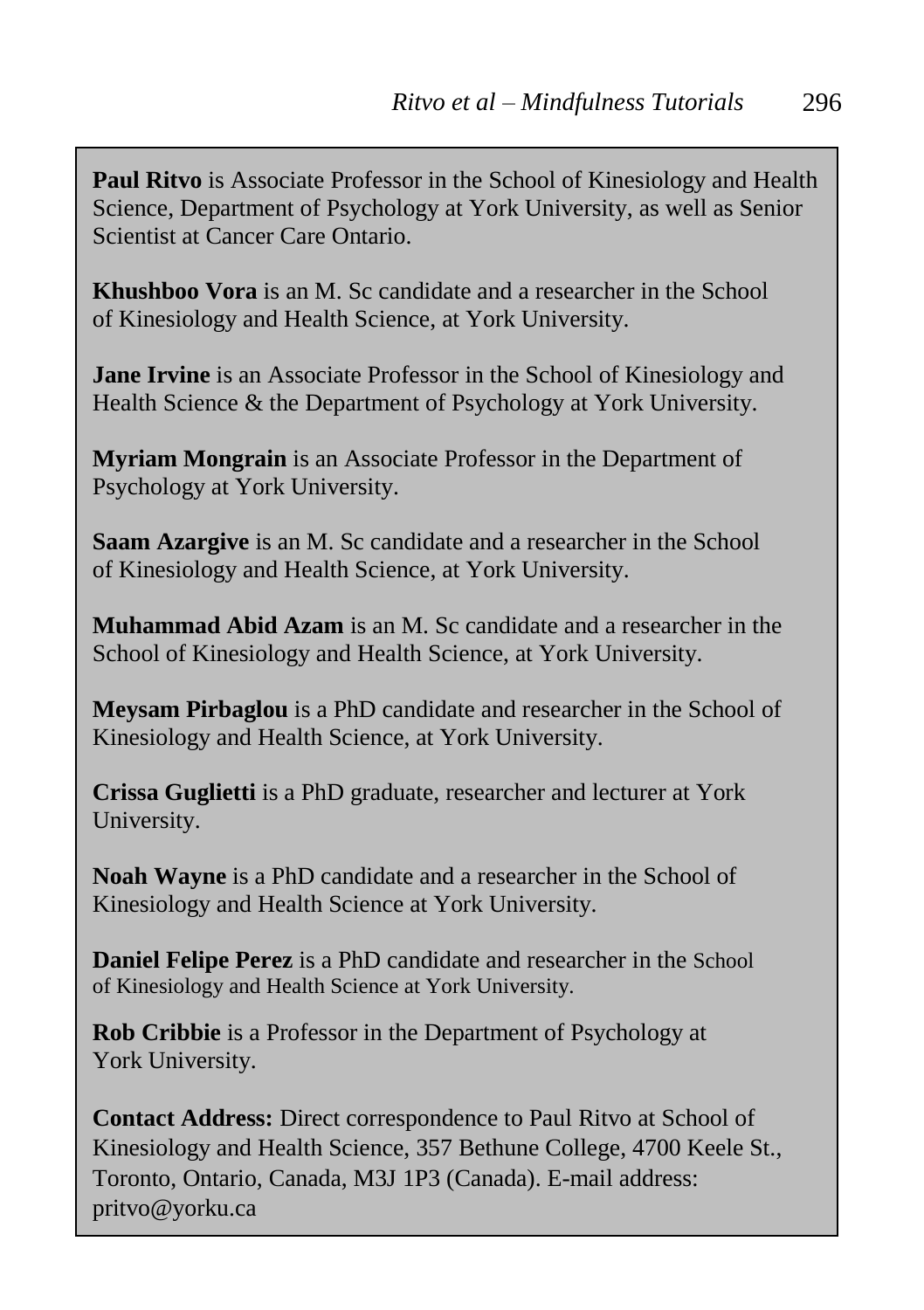**Paul Ritvo** is Associate Professor in the School of Kinesiology and Health Science, Department of Psychology at York University, as well as Senior Scientist at Cancer Care Ontario.

**Khushboo Vora** is an M. Sc candidate and a researcher in the School of Kinesiology and Health Science, at York University.

**Jane Irvine** is an Associate Professor in the School of Kinesiology and Health Science & the Department of Psychology at York University.

**Myriam Mongrain** is an Associate Professor in the Department of Psychology at York University.

**Saam Azargive** is an M. Sc candidate and a researcher in the School of Kinesiology and Health Science, at York University.

**Muhammad Abid Azam** is an M. Sc candidate and a researcher in the School of Kinesiology and Health Science, at York University.

**Meysam Pirbaglou** is a PhD candidate and researcher in the School of Kinesiology and Health Science, at York University.

**Crissa Guglietti** is a PhD graduate, researcher and lecturer at York University.

**Noah Wayne** is a PhD candidate and a researcher in the School of Kinesiology and Health Science at York University.

**Daniel Felipe Perez** is a PhD candidate and researcher in the School of Kinesiology and Health Science at York University.

**Rob Cribbie** is a Professor in the Department of Psychology at York University.

**Contact Address:** Direct correspondence to Paul Ritvo at School of Kinesiology and Health Science, 357 Bethune College, 4700 Keele St., Toronto, Ontario, Canada, M3J 1P3 (Canada). E-mail address: pritvo@yorku.ca